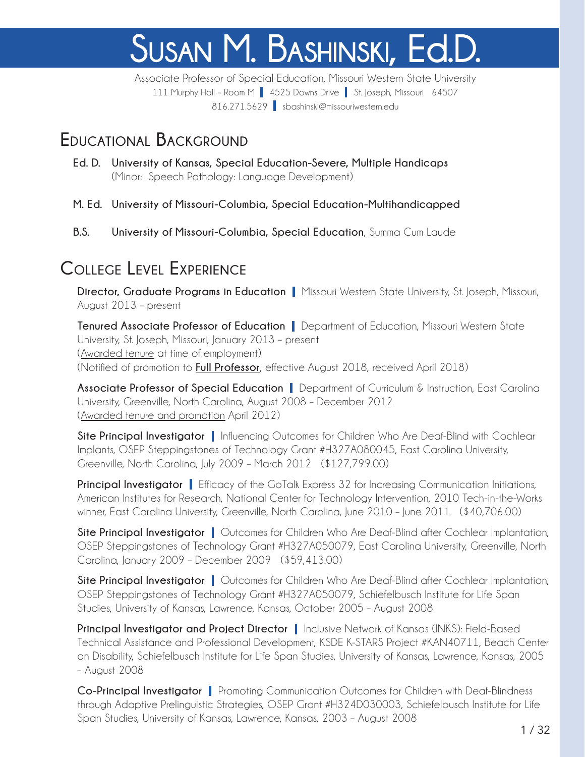# Susan M. Bashinski, Ed.D.

Associate Professor of Special Education, Missouri Western State University
111 Murphy Hall – Room M | 4525 Downs Drive | St. Joseph, Missouri 64507
816.271.5629 | sbashinski@missouriwestern.edu

## Educational Background

**Ed. D. University of Kansas, Special Education-Severe, Multiple Handicaps**
(Minor: Speech Pathology: Language Development)

**M. Ed. University of Missouri-Columbia, Special Education-Multihandicapped**

**B.S. University of Missouri-Columbia, Special Education**, Summa Cum Laude

## College Level Experience

**Director, Graduate Programs in Education** | Missouri Western State University, St. Joseph, Missouri, August 2013 – present

**Tenured Associate Professor of Education** | Department of Education, Missouri Western State University, St. Joseph, Missouri, January 2013 – present
(Awarded tenure at time of employment)
(Notified of promotion to **Full Professor**, effective August 2018, received April 2018)

**Associate Professor of Special Education** | Department of Curriculum & Instruction, East Carolina University, Greenville, North Carolina, August 2008 – December 2012
(Awarded tenure and promotion April 2012)

**Site Principal Investigator** | Influencing Outcomes for Children Who Are Deaf-Blind with Cochlear Implants, OSEP Steppingstones of Technology Grant #H327A080045, East Carolina University, Greenville, North Carolina, July 2009 – March 2012 ($127,799.00)

**Principal Investigator** | Efficacy of the GoTalk Express 32 for Increasing Communication Initiations, American Institutes for Research, National Center for Technology Intervention, 2010 Tech-in-the-Works winner, East Carolina University, Greenville, North Carolina, June 2010 – June 2011 ($40,706.00)

**Site Principal Investigator** | Outcomes for Children Who Are Deaf-Blind after Cochlear Implantation, OSEP Steppingstones of Technology Grant #H327A050079, East Carolina University, Greenville, North Carolina, January 2009 – December 2009 ($59,413.00)

**Site Principal Investigator** | Outcomes for Children Who Are Deaf-Blind after Cochlear Implantation, OSEP Steppingstones of Technology Grant #H327A050079, Schiefelbusch Institute for Life Span Studies, University of Kansas, Lawrence, Kansas, October 2005 – August 2008

**Principal Investigator and Project Director** | Inclusive Network of Kansas (INKS): Field-Based Technical Assistance and Professional Development, KSDE K-STARS Project #KAN40711, Beach Center on Disability, Schiefelbusch Institute for Life Span Studies, University of Kansas, Lawrence, Kansas, 2005 – August 2008

**Co-Principal Investigator** | Promoting Communication Outcomes for Children with Deaf-Blindness through Adaptive Prelinguistic Strategies, OSEP Grant #H324D030003, Schiefelbusch Institute for Life Span Studies, University of Kansas, Lawrence, Kansas, 2003 – August 2008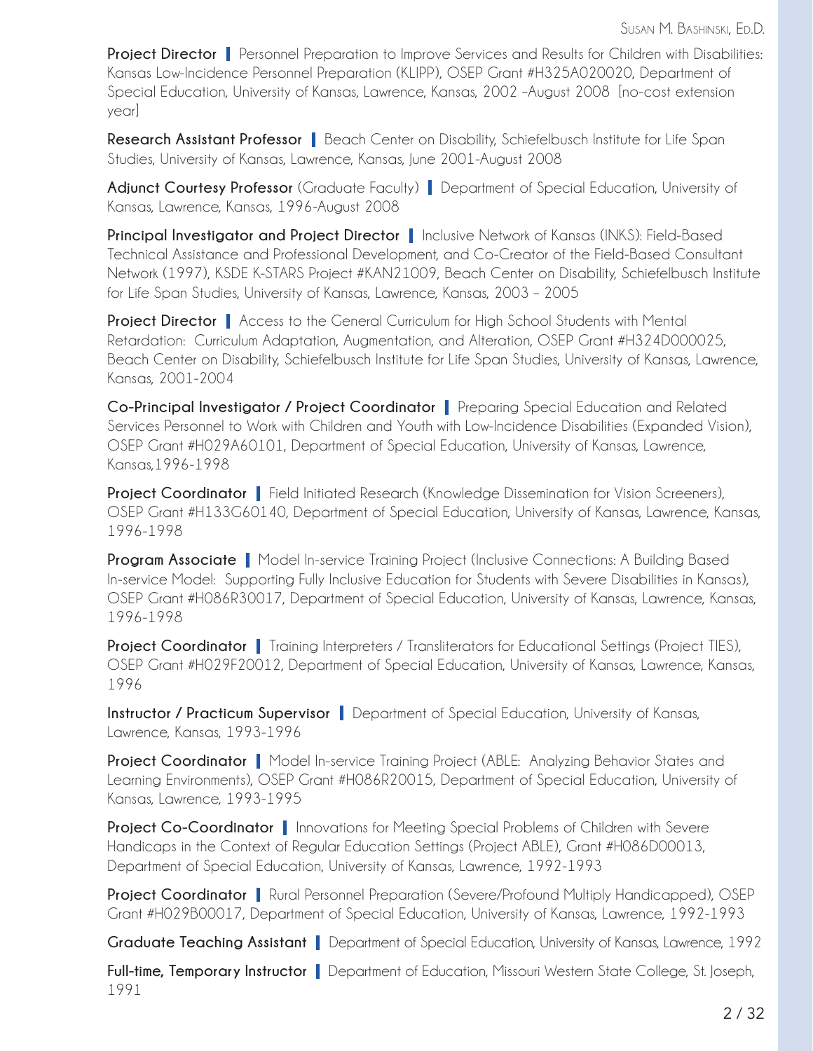**Project Director** | Personnel Preparation to Improve Services and Results for Children with Disabilities: Kansas Low-Incidence Personnel Preparation (KLIPP), OSEP Grant #H325A020020, Department of Special Education, University of Kansas, Lawrence, Kansas, 2002 –August 2008 [no-cost extension year]

**Research Assistant Professor** | Beach Center on Disability, Schiefelbusch Institute for Life Span Studies, University of Kansas, Lawrence, Kansas, June 2001-August 2008

**Adjunct Courtesy Professor** (Graduate Faculty) | Department of Special Education, University of Kansas, Lawrence, Kansas, 1996-August 2008

**Principal Investigator and Project Director** | Inclusive Network of Kansas (INKS): Field-Based Technical Assistance and Professional Development, and Co-Creator of the Field-Based Consultant Network (1997), KSDE K-STARS Project #KAN21009, Beach Center on Disability, Schiefelbusch Institute for Life Span Studies, University of Kansas, Lawrence, Kansas, 2003 – 2005

**Project Director** | Access to the General Curriculum for High School Students with Mental Retardation: Curriculum Adaptation, Augmentation, and Alteration, OSEP Grant #H324D000025, Beach Center on Disability, Schiefelbusch Institute for Life Span Studies, University of Kansas, Lawrence, Kansas, 2001-2004

**Co-Principal Investigator / Project Coordinator** | Preparing Special Education and Related Services Personnel to Work with Children and Youth with Low-Incidence Disabilities (Expanded Vision), OSEP Grant #H029A60101, Department of Special Education, University of Kansas, Lawrence, Kansas,1996-1998

**Project Coordinator** | Field Initiated Research (Knowledge Dissemination for Vision Screeners), OSEP Grant #H133G60140, Department of Special Education, University of Kansas, Lawrence, Kansas, 1996-1998

**Program Associate** | Model In-service Training Project (Inclusive Connections: A Building Based In-service Model: Supporting Fully Inclusive Education for Students with Severe Disabilities in Kansas), OSEP Grant #H086R30017, Department of Special Education, University of Kansas, Lawrence, Kansas, 1996-1998

**Project Coordinator** | Training Interpreters / Transliterators for Educational Settings (Project TIES), OSEP Grant #H029F20012, Department of Special Education, University of Kansas, Lawrence, Kansas, 1996

**Instructor / Practicum Supervisor** | Department of Special Education, University of Kansas, Lawrence, Kansas, 1993-1996

**Project Coordinator** | Model In-service Training Project (ABLE: Analyzing Behavior States and Learning Environments), OSEP Grant #H086R20015, Department of Special Education, University of Kansas, Lawrence, 1993-1995

**Project Co-Coordinator** | Innovations for Meeting Special Problems of Children with Severe Handicaps in the Context of Regular Education Settings (Project ABLE), Grant #H086D00013, Department of Special Education, University of Kansas, Lawrence, 1992-1993

**Project Coordinator** | Rural Personnel Preparation (Severe/Profound Multiply Handicapped), OSEP Grant #H029B00017, Department of Special Education, University of Kansas, Lawrence, 1992-1993

**Graduate Teaching Assistant** | Department of Special Education, University of Kansas, Lawrence, 1992

**Full-time, Temporary Instructor** | Department of Education, Missouri Western State College, St. Joseph, 1991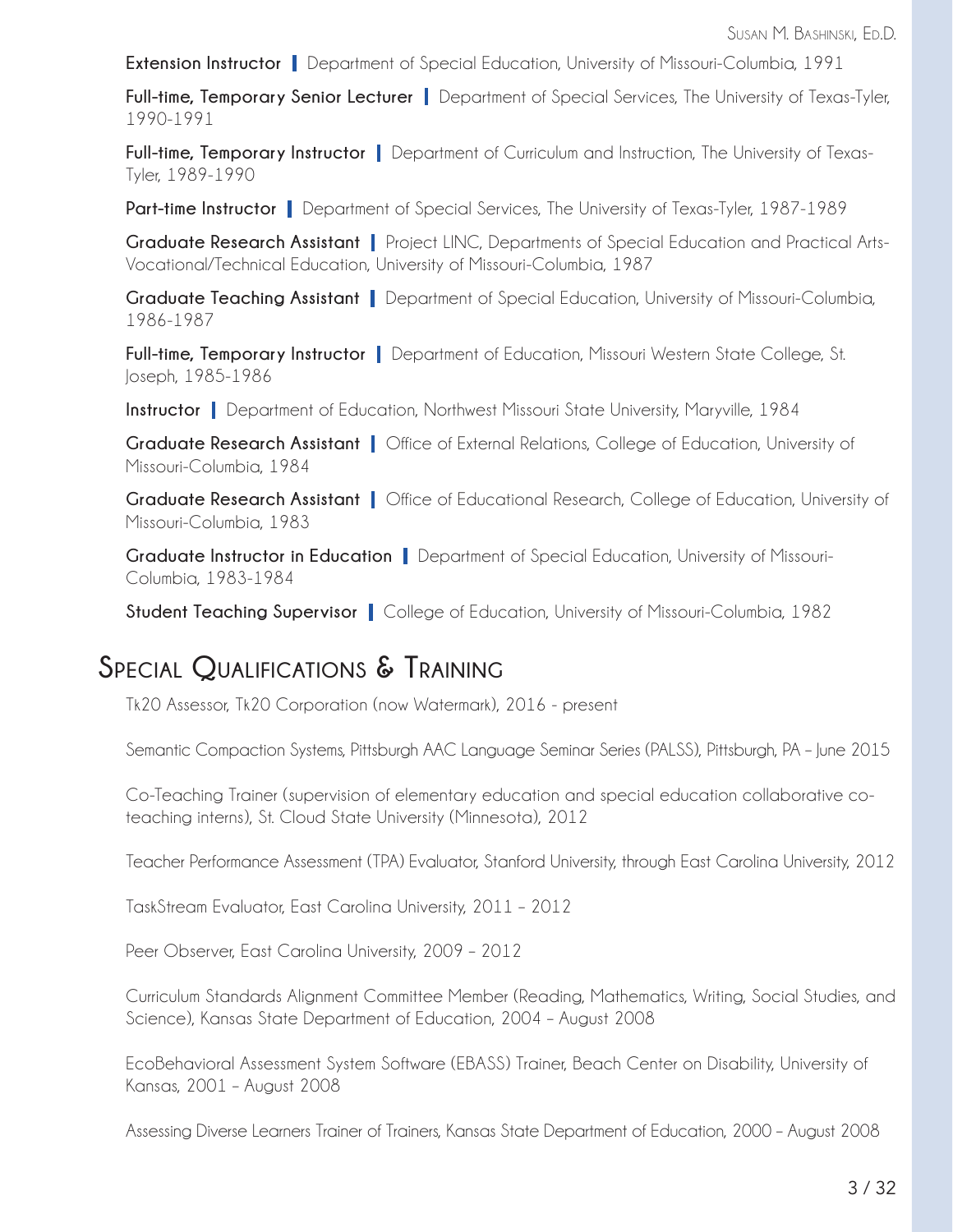**Extension Instructor** | Department of Special Education, University of Missouri-Columbia, 1991

**Full-time, Temporary Senior Lecturer** | Department of Special Services, The University of Texas-Tyler, 1990-1991

**Full-time, Temporary Instructor** | Department of Curriculum and Instruction, The University of Texas-Tyler, 1989-1990

**Part-time Instructor** | Department of Special Services, The University of Texas-Tyler, 1987-1989

**Graduate Research Assistant** | Project LINC, Departments of Special Education and Practical Arts-Vocational/Technical Education, University of Missouri-Columbia, 1987

**Graduate Teaching Assistant** | Department of Special Education, University of Missouri-Columbia, 1986-1987

**Full-time, Temporary Instructor** | Department of Education, Missouri Western State College, St. Joseph, 1985-1986

**Instructor** | Department of Education, Northwest Missouri State University, Maryville, 1984

**Graduate Research Assistant** | Office of External Relations, College of Education, University of Missouri-Columbia, 1984

**Graduate Research Assistant** | Office of Educational Research, College of Education, University of Missouri-Columbia, 1983

**Graduate Instructor in Education** | Department of Special Education, University of Missouri-Columbia, 1983-1984

**Student Teaching Supervisor** | College of Education, University of Missouri-Columbia, 1982

## Special Qualifications & Training

Tk20 Assessor, Tk20 Corporation (now Watermark), 2016 - present

Semantic Compaction Systems, Pittsburgh AAC Language Seminar Series (PALSS), Pittsburgh, PA – June 2015

Co-Teaching Trainer (supervision of elementary education and special education collaborative co-teaching interns), St. Cloud State University (Minnesota), 2012

Teacher Performance Assessment (TPA) Evaluator, Stanford University, through East Carolina University, 2012

TaskStream Evaluator, East Carolina University, 2011 – 2012

Peer Observer, East Carolina University, 2009 – 2012

Curriculum Standards Alignment Committee Member (Reading, Mathematics, Writing, Social Studies, and Science), Kansas State Department of Education, 2004 – August 2008

EcoBehavioral Assessment System Software (EBASS) Trainer, Beach Center on Disability, University of Kansas, 2001 – August 2008

Assessing Diverse Learners Trainer of Trainers, Kansas State Department of Education, 2000 – August 2008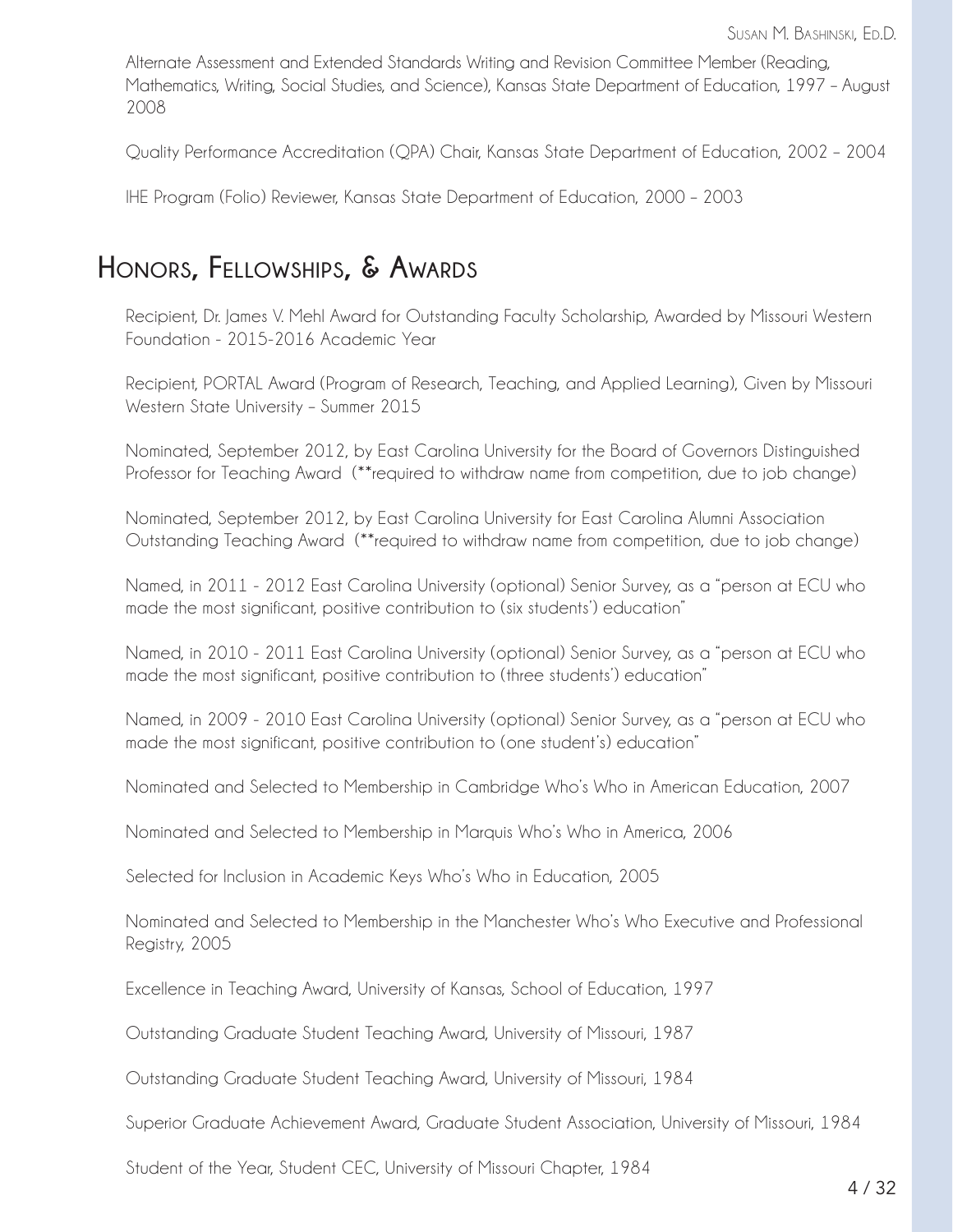Alternate Assessment and Extended Standards Writing and Revision Committee Member (Reading, Mathematics, Writing, Social Studies, and Science), Kansas State Department of Education, 1997 – August 2008

Quality Performance Accreditation (QPA) Chair, Kansas State Department of Education, 2002 – 2004

IHE Program (Folio) Reviewer, Kansas State Department of Education, 2000 – 2003

## Honors, Fellowships, & Awards

Recipient, Dr. James V. Mehl Award for Outstanding Faculty Scholarship, Awarded by Missouri Western Foundation - 2015-2016 Academic Year

Recipient, PORTAL Award (Program of Research, Teaching, and Applied Learning), Given by Missouri Western State University – Summer 2015

Nominated, September 2012, by East Carolina University for the Board of Governors Distinguished Professor for Teaching Award (**required to withdraw name from competition, due to job change)

Nominated, September 2012, by East Carolina University for East Carolina Alumni Association Outstanding Teaching Award (**required to withdraw name from competition, due to job change)

Named, in 2011 - 2012 East Carolina University (optional) Senior Survey, as a "person at ECU who made the most significant, positive contribution to (six students') education"

Named, in 2010 - 2011 East Carolina University (optional) Senior Survey, as a "person at ECU who made the most significant, positive contribution to (three students') education"

Named, in 2009 - 2010 East Carolina University (optional) Senior Survey, as a "person at ECU who made the most significant, positive contribution to (one student's) education"

Nominated and Selected to Membership in Cambridge Who's Who in American Education, 2007

Nominated and Selected to Membership in Marquis Who's Who in America, 2006

Selected for Inclusion in Academic Keys Who's Who in Education, 2005

Nominated and Selected to Membership in the Manchester Who's Who Executive and Professional Registry, 2005

Excellence in Teaching Award, University of Kansas, School of Education, 1997

Outstanding Graduate Student Teaching Award, University of Missouri, 1987

Outstanding Graduate Student Teaching Award, University of Missouri, 1984

Superior Graduate Achievement Award, Graduate Student Association, University of Missouri, 1984

Student of the Year, Student CEC, University of Missouri Chapter, 1984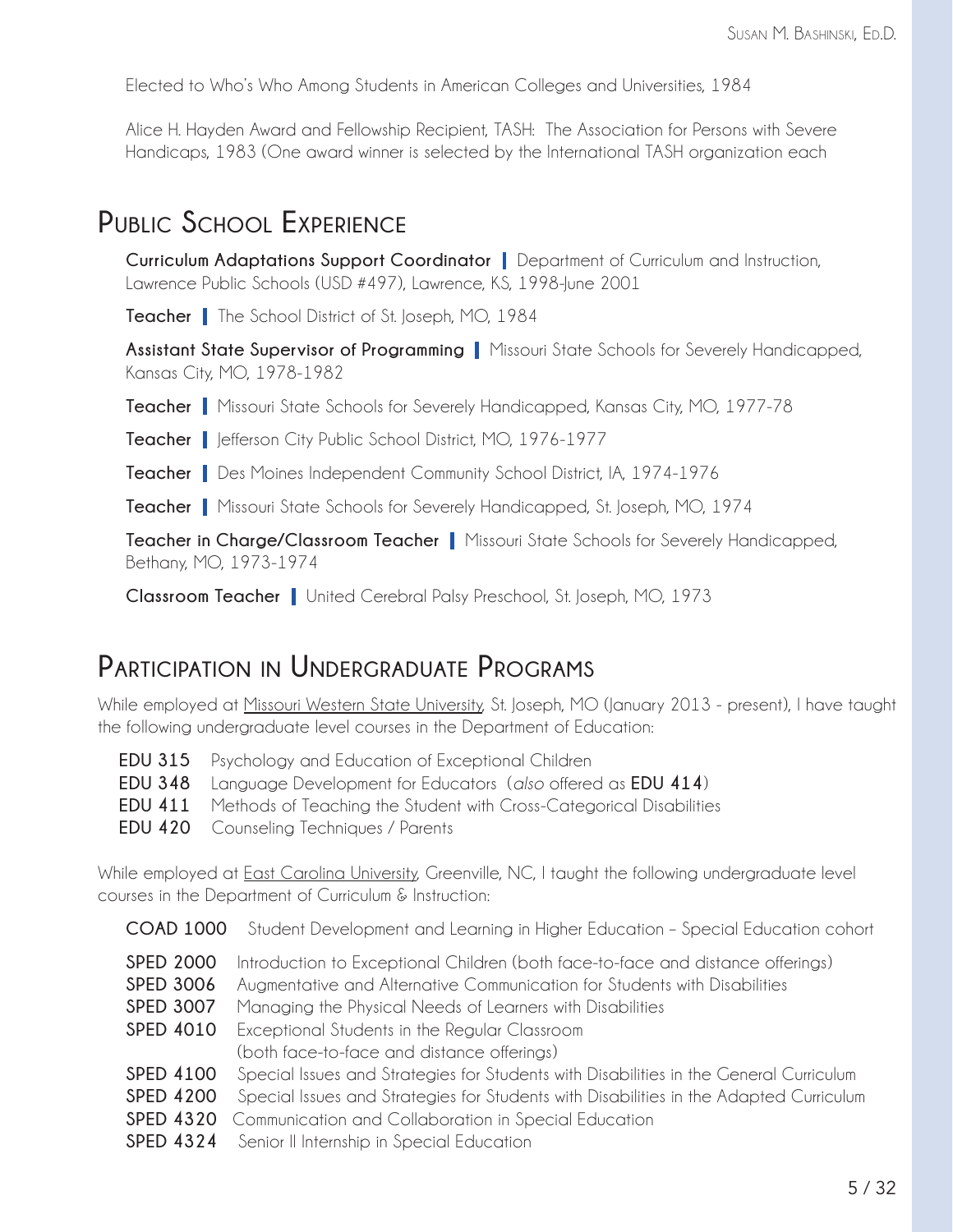Elected to Who's Who Among Students in American Colleges and Universities, 1984

Alice H. Hayden Award and Fellowship Recipient, TASH: The Association for Persons with Severe Handicaps, 1983 (One award winner is selected by the International TASH organization each

## Public School Experience

**Curriculum Adaptations Support Coordinator** | Department of Curriculum and Instruction, Lawrence Public Schools (USD #497), Lawrence, KS, 1998-June 2001

**Teacher** | The School District of St. Joseph, MO, 1984

**Assistant State Supervisor of Programming** | Missouri State Schools for Severely Handicapped, Kansas City, MO, 1978-1982

**Teacher** | Missouri State Schools for Severely Handicapped, Kansas City, MO, 1977-78

**Teacher** | Jefferson City Public School District, MO, 1976-1977

**Teacher** | Des Moines Independent Community School District, IA, 1974-1976

**Teacher** | Missouri State Schools for Severely Handicapped, St. Joseph, MO, 1974

**Teacher in Charge/Classroom Teacher** | Missouri State Schools for Severely Handicapped, Bethany, MO, 1973-1974

**Classroom Teacher** | United Cerebral Palsy Preschool, St. Joseph, MO, 1973

## Participation in Undergraduate Programs

While employed at Missouri Western State University, St. Joseph, MO (January 2013 - present), I have taught the following undergraduate level courses in the Department of Education:

**EDU 315** Psychology and Education of Exceptional Children
**EDU 348** Language Development for Educators (*also* offered as **EDU 414**)
**EDU 411** Methods of Teaching the Student with Cross-Categorical Disabilities
**EDU 420** Counseling Techniques / Parents

While employed at East Carolina University, Greenville, NC, I taught the following undergraduate level courses in the Department of Curriculum & Instruction:

**COAD 1000** Student Development and Learning in Higher Education – Special Education cohort

**SPED 2000** Introduction to Exceptional Children (both face-to-face and distance offerings)
**SPED 3006** Augmentative and Alternative Communication for Students with Disabilities
**SPED 3007** Managing the Physical Needs of Learners with Disabilities
**SPED 4010** Exceptional Students in the Regular Classroom (both face-to-face and distance offerings)
**SPED 4100** Special Issues and Strategies for Students with Disabilities in the General Curriculum
**SPED 4200** Special Issues and Strategies for Students with Disabilities in the Adapted Curriculum
**SPED 4320** Communication and Collaboration in Special Education
**SPED 4324** Senior II Internship in Special Education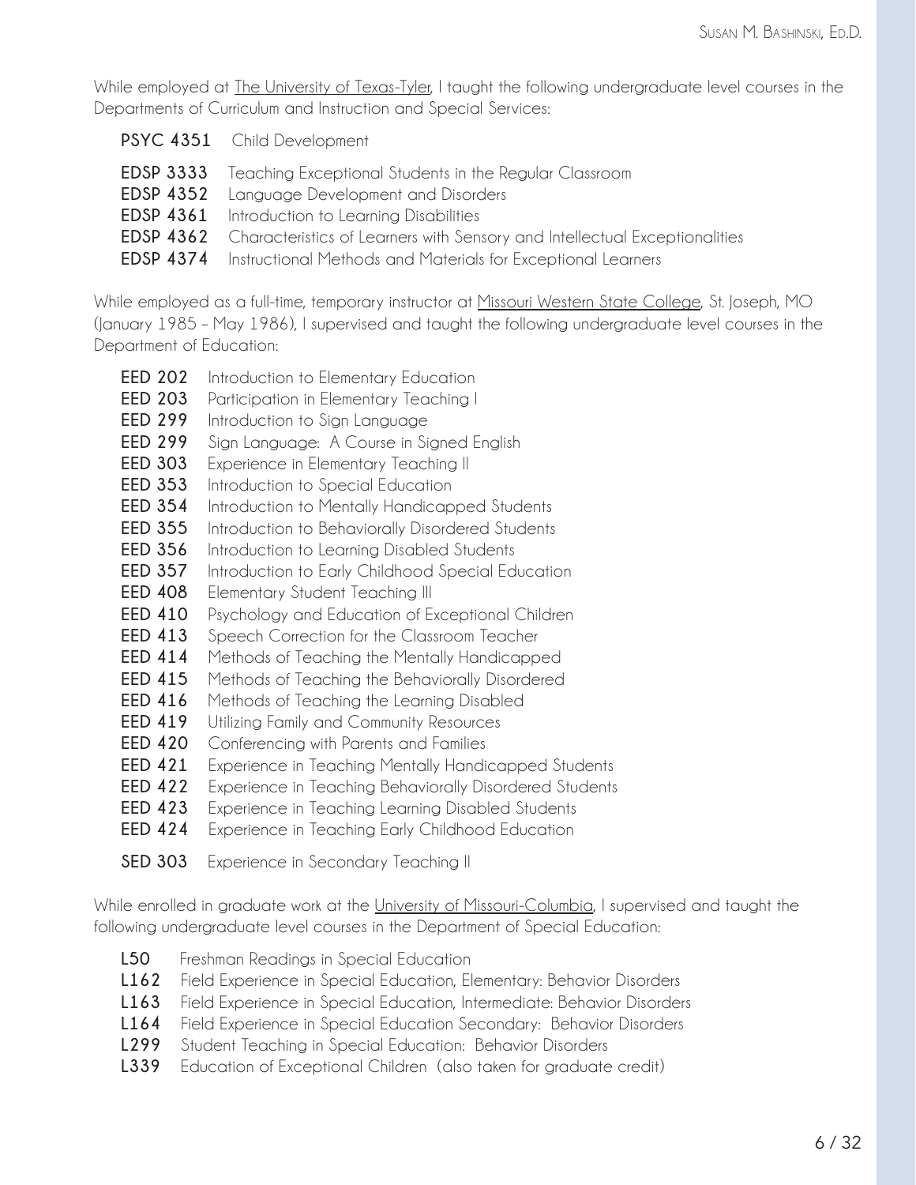While employed at The University of Texas-Tyler, I taught the following undergraduate level courses in the Departments of Curriculum and Instruction and Special Services:

**PSYC 4351** Child Development

**EDSP 3333** Teaching Exceptional Students in the Regular Classroom
**EDSP 4352** Language Development and Disorders
**EDSP 4361** Introduction to Learning Disabilities
**EDSP 4362** Characteristics of Learners with Sensory and Intellectual Exceptionalities
**EDSP 4374** Instructional Methods and Materials for Exceptional Learners

While employed as a full-time, temporary instructor at Missouri Western State College, St. Joseph, MO (January 1985 – May 1986), I supervised and taught the following undergraduate level courses in the Department of Education:

**EED 202** Introduction to Elementary Education
**EED 203** Participation in Elementary Teaching I
**EED 299** Introduction to Sign Language
**EED 299** Sign Language: A Course in Signed English
**EED 303** Experience in Elementary Teaching II
**EED 353** Introduction to Special Education
**EED 354** Introduction to Mentally Handicapped Students
**EED 355** Introduction to Behaviorally Disordered Students
**EED 356** Introduction to Learning Disabled Students
**EED 357** Introduction to Early Childhood Special Education
**EED 408** Elementary Student Teaching III
**EED 410** Psychology and Education of Exceptional Children
**EED 413** Speech Correction for the Classroom Teacher
**EED 414** Methods of Teaching the Mentally Handicapped
**EED 415** Methods of Teaching the Behaviorally Disordered
**EED 416** Methods of Teaching the Learning Disabled
**EED 419** Utilizing Family and Community Resources
**EED 420** Conferencing with Parents and Families
**EED 421** Experience in Teaching Mentally Handicapped Students
**EED 422** Experience in Teaching Behaviorally Disordered Students
**EED 423** Experience in Teaching Learning Disabled Students
**EED 424** Experience in Teaching Early Childhood Education

**SED 303** Experience in Secondary Teaching II

While enrolled in graduate work at the University of Missouri-Columbia, I supervised and taught the following undergraduate level courses in the Department of Special Education:

**L50** Freshman Readings in Special Education
**L162** Field Experience in Special Education, Elementary: Behavior Disorders
**L163** Field Experience in Special Education, Intermediate: Behavior Disorders
**L164** Field Experience in Special Education Secondary: Behavior Disorders
**L299** Student Teaching in Special Education: Behavior Disorders
**L339** Education of Exceptional Children (also taken for graduate credit)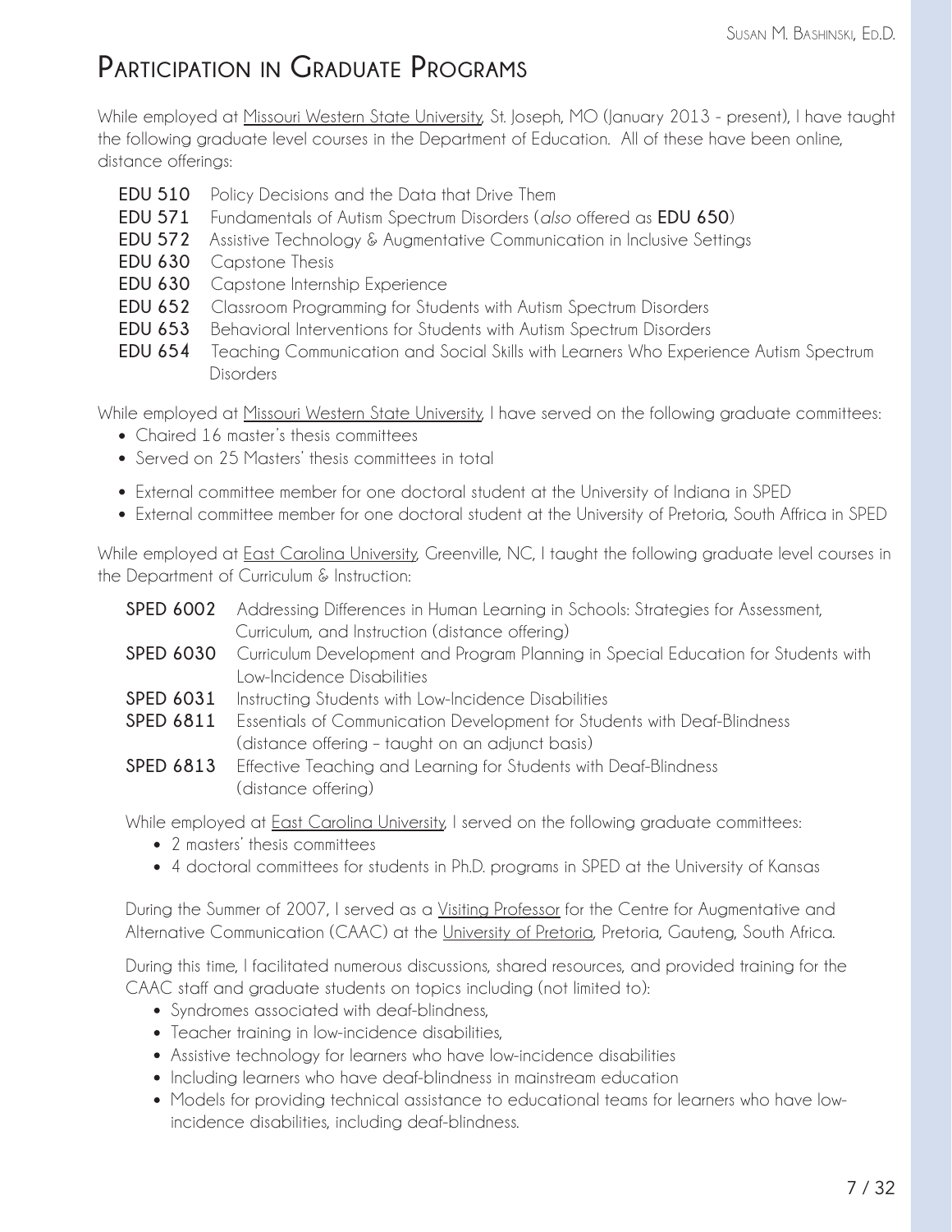# Participation in Graduate Programs

While employed at Missouri Western State University, St. Joseph, MO (January 2013 - present), I have taught the following graduate level courses in the Department of Education. All of these have been online, distance offerings:

- **EDU 510** Policy Decisions and the Data that Drive Them
- **EDU 571** Fundamentals of Autism Spectrum Disorders (*also* offered as **EDU 650**)
- **EDU 572** Assistive Technology & Augmentative Communication in Inclusive Settings
- **EDU 630** Capstone Thesis
- **EDU 630** Capstone Internship Experience
- **EDU 652** Classroom Programming for Students with Autism Spectrum Disorders
- **EDU 653** Behavioral Interventions for Students with Autism Spectrum Disorders
- **EDU 654** Teaching Communication and Social Skills with Learners Who Experience Autism Spectrum Disorders

While employed at Missouri Western State University, I have served on the following graduate committees:

- Chaired 16 master's thesis committees
- Served on 25 Masters' thesis committees in total
- External committee member for one doctoral student at the University of Indiana in SPED
- External committee member for one doctoral student at the University of Pretoria, South Affrica in SPED

While employed at East Carolina University, Greenville, NC, I taught the following graduate level courses in the Department of Curriculum & Instruction:

- **SPED 6002** Addressing Differences in Human Learning in Schools: Strategies for Assessment, Curriculum, and Instruction (distance offering)
- **SPED 6030** Curriculum Development and Program Planning in Special Education for Students with Low-Incidence Disabilities
- **SPED 6031** Instructing Students with Low-Incidence Disabilities
- **SPED 6811** Essentials of Communication Development for Students with Deaf-Blindness (distance offering – taught on an adjunct basis)
- **SPED 6813** Effective Teaching and Learning for Students with Deaf-Blindness (distance offering)

While employed at East Carolina University, I served on the following graduate committees:

- 2 masters' thesis committees
- 4 doctoral committees for students in Ph.D. programs in SPED at the University of Kansas

During the Summer of 2007, I served as a Visiting Professor for the Centre for Augmentative and Alternative Communication (CAAC) at the University of Pretoria, Pretoria, Gauteng, South Africa.

During this time, I facilitated numerous discussions, shared resources, and provided training for the CAAC staff and graduate students on topics including (not limited to):

- Syndromes associated with deaf-blindness,
- Teacher training in low-incidence disabilities,
- Assistive technology for learners who have low-incidence disabilities
- Including learners who have deaf-blindness in mainstream education
- Models for providing technical assistance to educational teams for learners who have low-incidence disabilities, including deaf-blindness.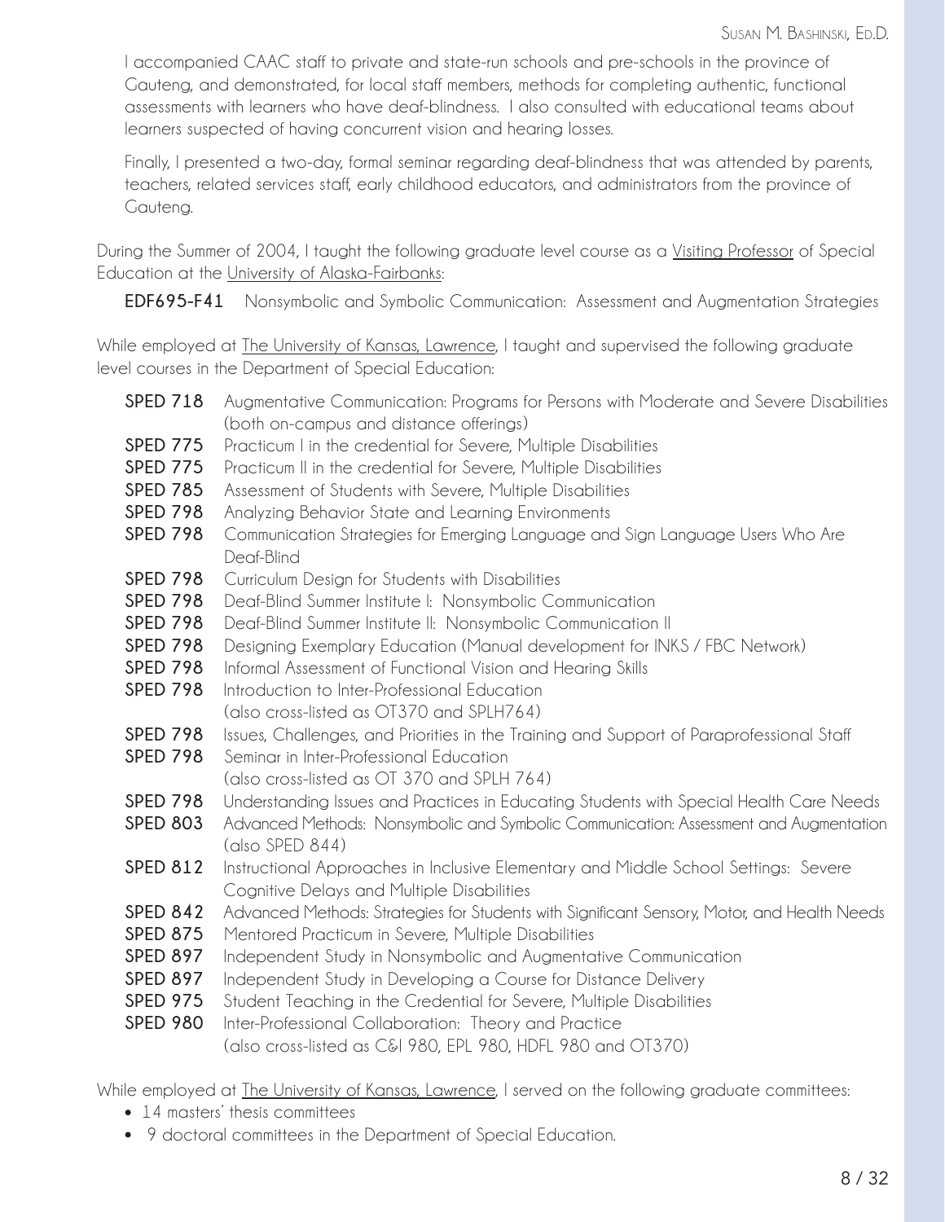I accompanied CAAC staff to private and state-run schools and pre-schools in the province of Gauteng, and demonstrated, for local staff members, methods for completing authentic, functional assessments with learners who have deaf-blindness. I also consulted with educational teams about learners suspected of having concurrent vision and hearing losses.

Finally, I presented a two-day, formal seminar regarding deaf-blindness that was attended by parents, teachers, related services staff, early childhood educators, and administrators from the province of Gauteng.

During the Summer of 2004, I taught the following graduate level course as a Visiting Professor of Special Education at the University of Alaska-Fairbanks:

**EDF695-F41** Nonsymbolic and Symbolic Communication: Assessment and Augmentation Strategies

While employed at The University of Kansas, Lawrence, I taught and supervised the following graduate level courses in the Department of Special Education:

**SPED 718** Augmentative Communication: Programs for Persons with Moderate and Severe Disabilities (both on-campus and distance offerings)
**SPED 775** Practicum I in the credential for Severe, Multiple Disabilities
**SPED 775** Practicum II in the credential for Severe, Multiple Disabilities
**SPED 785** Assessment of Students with Severe, Multiple Disabilities
**SPED 798** Analyzing Behavior State and Learning Environments
**SPED 798** Communication Strategies for Emerging Language and Sign Language Users Who Are Deaf-Blind
**SPED 798** Curriculum Design for Students with Disabilities
**SPED 798** Deaf-Blind Summer Institute I: Nonsymbolic Communication
**SPED 798** Deaf-Blind Summer Institute II: Nonsymbolic Communication II
**SPED 798** Designing Exemplary Education (Manual development for INKS / FBC Network)
**SPED 798** Informal Assessment of Functional Vision and Hearing Skills
**SPED 798** Introduction to Inter-Professional Education (also cross-listed as OT370 and SPLH764)
**SPED 798** Issues, Challenges, and Priorities in the Training and Support of Paraprofessional Staff
**SPED 798** Seminar in Inter-Professional Education (also cross-listed as OT 370 and SPLH 764)
**SPED 798** Understanding Issues and Practices in Educating Students with Special Health Care Needs
**SPED 803** Advanced Methods: Nonsymbolic and Symbolic Communication: Assessment and Augmentation (also SPED 844)
**SPED 812** Instructional Approaches in Inclusive Elementary and Middle School Settings: Severe Cognitive Delays and Multiple Disabilities
**SPED 842** Advanced Methods: Strategies for Students with Significant Sensory, Motor, and Health Needs
**SPED 875** Mentored Practicum in Severe, Multiple Disabilities
**SPED 897** Independent Study in Nonsymbolic and Augmentative Communication
**SPED 897** Independent Study in Developing a Course for Distance Delivery
**SPED 975** Student Teaching in the Credential for Severe, Multiple Disabilities
**SPED 980** Inter-Professional Collaboration: Theory and Practice (also cross-listed as C&I 980, EPL 980, HDFL 980 and OT370)

While employed at The University of Kansas, Lawrence, I served on the following graduate committees:

- 14 masters' thesis committees
- 9 doctoral committees in the Department of Special Education.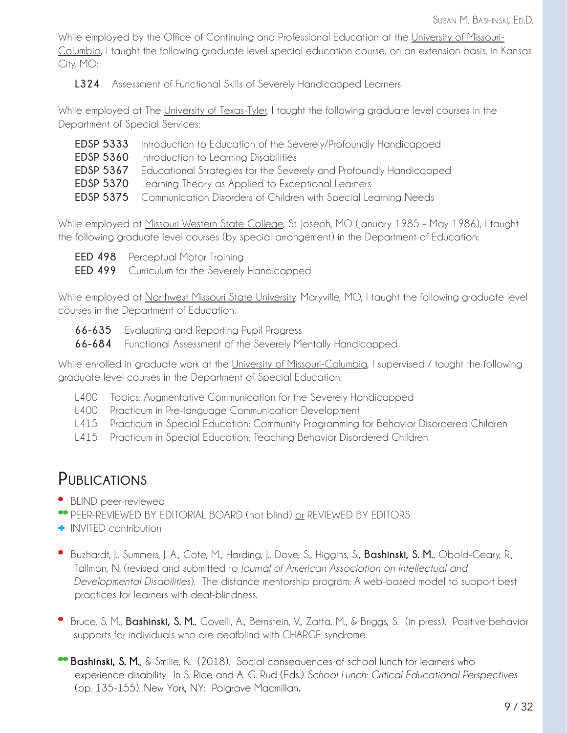While employed by the Office of Continuing and Professional Education at the University of Missouri-Columbia, I taught the following graduate level special education course, on an extension basis, in Kansas City, MO:

- **L324** Assessment of Functional Skills of Severely Handicapped Learners

While employed at The University of Texas-Tyler, I taught the following graduate level courses in the Department of Special Services:

- **EDSP 5333** Introduction to Education of the Severely/Profoundly Handicapped
- **EDSP 5360** Introduction to Learning Disabilities
- **EDSP 5367** Educational Strategies for the Severely and Profoundly Handicapped
- **EDSP 5370** Learning Theory as Applied to Exceptional Learners
- **EDSP 5375** Communication Disorders of Children with Special Learning Needs

While employed at Missouri Western State College, St. Joseph, MO (January 1985 – May 1986), I taught the following graduate level courses (by special arrangement) in the Department of Education:

- **EED 498** Perceptual Motor Training
- **EED 499** Curriculum for the Severely Handicapped

While employed at Northwest Missouri State University, Maryville, MO, I taught the following graduate level courses in the Department of Education:

- **66-635** Evaluating and Reporting Pupil Progress
- **66-684** Functional Assessment of the Severely Mentally Handicapped

While enrolled in graduate work at the University of Missouri-Columbia, I supervised / taught the following graduate level courses in the Department of Special Education:

- L400 Topics: Augmentative Communication for the Severely Handicapped
- L400 Practicum in Pre-language Communication Development
- L415 Practicum in Special Education: Community Programming for Behavior Disordered Children
- L415 Practicum in Special Education: Teaching Behavior Disordered Children

# Publications

- ● BLIND peer-reviewed
- ●● PEER-REVIEWED BY EDITORIAL BOARD (not blind) or REVIEWED BY EDITORS
- + INVITED contribution

● Buzhardt, J., Summers, J. A., Cote, M., Harding, J., Dove, S., Higgins, S., **Bashinski, S. M.**, Obold-Geary, R., Tallmon, N. (revised and submitted to *Journal of American Association on Intellectual and Developmental Disabilities*). The distance mentorship program: A web-based model to support best practices for learners with deaf-blindness.

● Bruce, S. M., **Bashinski, S. M.**, Covelli, A., Bernstein, V., Zatta, M., & Briggs, S. (in press). Positive behavior supports for individuals who are deafblind with CHARGE syndrome.

●● **Bashinski, S. M.**, & Smilie, K. (2018). Social consequences of school lunch for learners who experience disability. In S. Rice and A. G. Rud (Eds.) *School Lunch: Critical Educational Perspectives* (pp. 135-155). New York, NY: Palgrave Macmillan**.**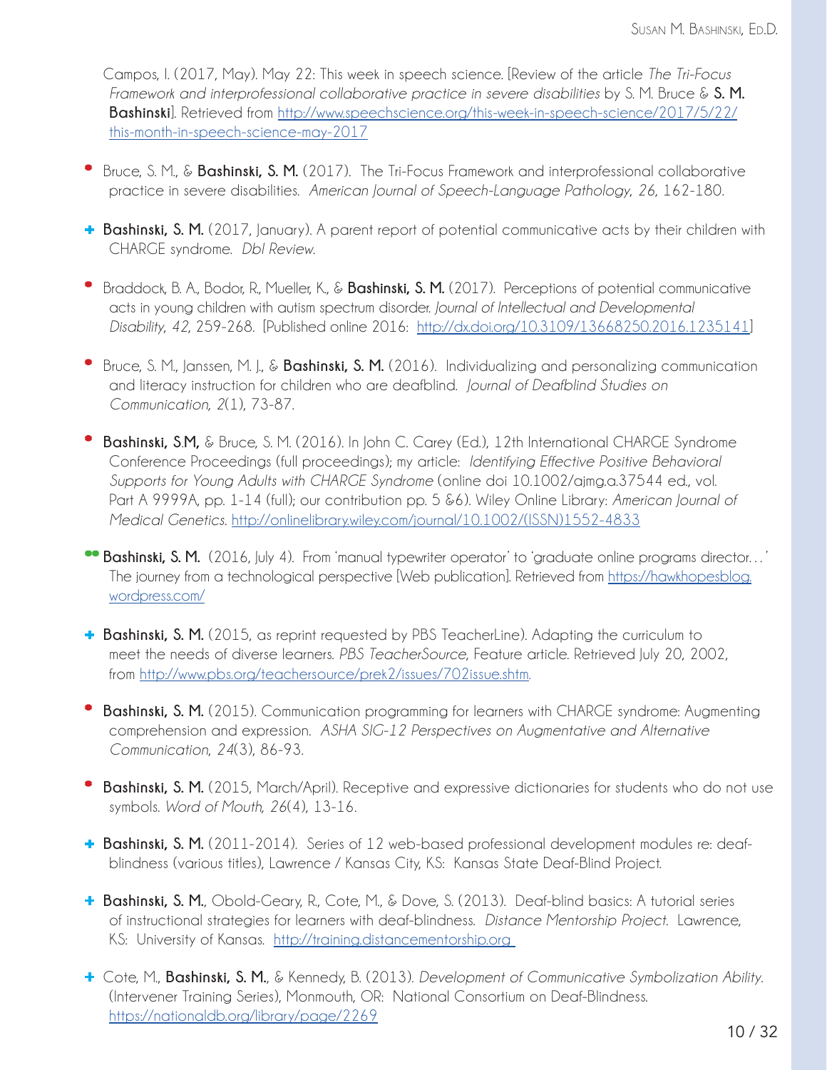Campos, I. (2017, May). May 22: This week in speech science. [Review of the article *The Tri-Focus Framework and interprofessional collaborative practice in severe disabilities* by S. M. Bruce & **S. M. Bashinski**]. Retrieved from http://www.speechscience.org/this-week-in-speech-science/2017/5/22/this-month-in-speech-science-may-2017

- Bruce, S. M., & **Bashinski, S. M.** (2017). The Tri-Focus Framework and interprofessional collaborative practice in severe disabilities. *American Journal of Speech-Language Pathology*, *26*, 162-180.

+ **Bashinski, S. M.** (2017, January). A parent report of potential communicative acts by their children with CHARGE syndrome. *DbI Review.*

- Braddock, B. A., Bodor, R., Mueller, K., & **Bashinski, S. M.** (2017). Perceptions of potential communicative acts in young children with autism spectrum disorder. *Journal of Intellectual and Developmental Disability*, *42*, 259-268. [Published online 2016: http://dx.doi.org/10.3109/13668250.2016.1235141]

- Bruce, S. M., Janssen, M. J., & **Bashinski, S. M.** (2016). Individualizing and personalizing communication and literacy instruction for children who are deafblind. *Journal of Deafblind Studies on Communication, 2*(1), 73-87.

- **Bashinski, S.M,** & Bruce, S. M. (2016). In John C. Carey (Ed.), 12th International CHARGE Syndrome Conference Proceedings (full proceedings); my article: *Identifying Effective Positive Behavioral Supports for Young Adults with CHARGE Syndrome* (online doi 10.1002/ajmg.a.37544 ed., vol. Part A 9999A, pp. 1-14 (full); our contribution pp. 5 &6). Wiley Online Library: *American Journal of Medical Genetics.* http://onlinelibrary.wiley.com/journal/10.1002/(ISSN)1552-4833

- **Bashinski, S. M.** (2016, July 4). From 'manual typewriter operator' to 'graduate online programs director…' The journey from a technological perspective [Web publication]. Retrieved from https://hawkhopesblog.wordpress.com/

+ **Bashinski, S. M.** (2015, as reprint requested by PBS TeacherLine). Adapting the curriculum to meet the needs of diverse learners. *PBS TeacherSource*, Feature article. Retrieved July 20, 2002, from http://www.pbs.org/teachersource/prek2/issues/702issue.shtm.

- **Bashinski, S. M.** (2015). Communication programming for learners with CHARGE syndrome: Augmenting comprehension and expression. *ASHA SIG-12 Perspectives on Augmentative and Alternative Communication*, *24*(3), 86-93.

- **Bashinski, S. M.** (2015, March/April). Receptive and expressive dictionaries for students who do not use symbols. *Word of Mouth, 26*(4), 13-16.

+ **Bashinski, S. M.** (2011-2014). Series of 12 web-based professional development modules re: deaf-blindness (various titles), Lawrence / Kansas City, KS: Kansas State Deaf-Blind Project.

+ **Bashinski, S. M.**, Obold-Geary, R., Cote, M., & Dove, S. (2013). Deaf-blind basics: A tutorial series of instructional strategies for learners with deaf-blindness. *Distance Mentorship Project.* Lawrence, KS: University of Kansas. http://training.distancementorship.org

+ Cote, M., **Bashinski, S. M.**, & Kennedy, B. (2013). *Development of Communicative Symbolization Ability.* (Intervener Training Series), Monmouth, OR: National Consortium on Deaf-Blindness. https://nationaldb.org/library/page/2269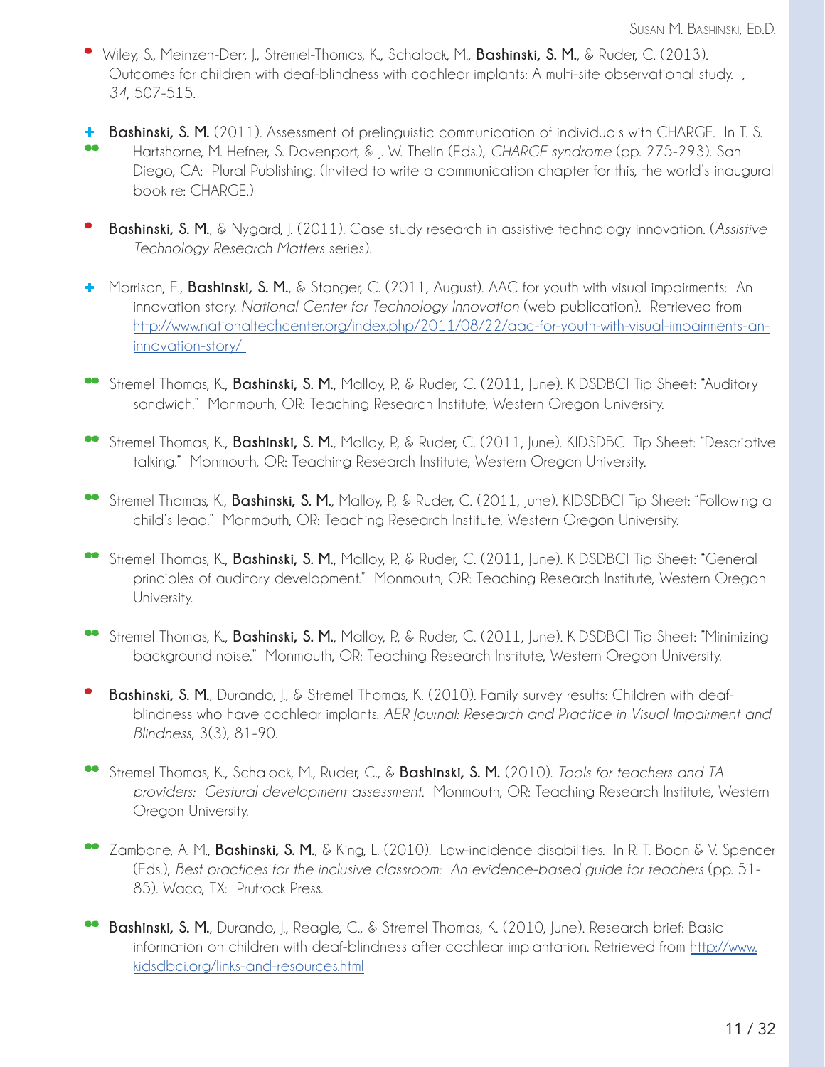- Wiley, S., Meinzen-Derr, J., Stremel-Thomas, K., Schalock, M., **Bashinski, S. M.**, & Ruder, C. (2013). Outcomes for children with deaf-blindness with cochlear implants: A multi-site observational study. , *34*, 507-515.

- **Bashinski, S. M.** (2011). Assessment of prelinguistic communication of individuals with CHARGE. In T. S. Hartshorne, M. Hefner, S. Davenport, & J. W. Thelin (Eds.), *CHARGE syndrome* (pp. 275-293). San Diego, CA: Plural Publishing. (Invited to write a communication chapter for this, the world's inaugural book re: CHARGE.)

- **Bashinski, S. M.**, & Nygard, J. (2011). Case study research in assistive technology innovation. (*Assistive Technology Research Matters* series).

- Morrison, E., **Bashinski, S. M.**, & Stanger, C. (2011, August). AAC for youth with visual impairments: An innovation story. *National Center for Technology Innovation* (web publication). Retrieved from http://www.nationaltechcenter.org/index.php/2011/08/22/aac-for-youth-with-visual-impairments-an-innovation-story/

- Stremel Thomas, K., **Bashinski, S. M.**, Malloy, P., & Ruder, C. (2011, June). KIDSDBCI Tip Sheet: "Auditory sandwich." Monmouth, OR: Teaching Research Institute, Western Oregon University.

- Stremel Thomas, K., **Bashinski, S. M.**, Malloy, P., & Ruder, C. (2011, June). KIDSDBCI Tip Sheet: "Descriptive talking." Monmouth, OR: Teaching Research Institute, Western Oregon University.

- Stremel Thomas, K., **Bashinski, S. M.**, Malloy, P., & Ruder, C. (2011, June). KIDSDBCI Tip Sheet: "Following a child's lead." Monmouth, OR: Teaching Research Institute, Western Oregon University.

- Stremel Thomas, K., **Bashinski, S. M.**, Malloy, P., & Ruder, C. (2011, June). KIDSDBCI Tip Sheet: "General principles of auditory development." Monmouth, OR: Teaching Research Institute, Western Oregon University.

- Stremel Thomas, K., **Bashinski, S. M.**, Malloy, P., & Ruder, C. (2011, June). KIDSDBCI Tip Sheet: "Minimizing background noise." Monmouth, OR: Teaching Research Institute, Western Oregon University.

- **Bashinski, S. M.**, Durando, J., & Stremel Thomas, K. (2010). Family survey results: Children with deaf-blindness who have cochlear implants. *AER Journal: Research and Practice in Visual Impairment and Blindness*, 3(3), 81-90.

- Stremel Thomas, K., Schalock, M., Ruder, C., & **Bashinski, S. M.** (2010). *Tools for teachers and TA providers: Gestural development assessment.* Monmouth, OR: Teaching Research Institute, Western Oregon University.

- Zambone, A. M., **Bashinski, S. M.**, & King, L. (2010). Low-incidence disabilities. In R. T. Boon & V. Spencer (Eds.), *Best practices for the inclusive classroom: An evidence-based guide for teachers* (pp. 51-85). Waco, TX: Prufrock Press.

- **Bashinski, S. M.**, Durando, J., Reagle, C., & Stremel Thomas, K. (2010, June). Research brief: Basic information on children with deaf-blindness after cochlear implantation. Retrieved from http://www.kidsdbci.org/links-and-resources.html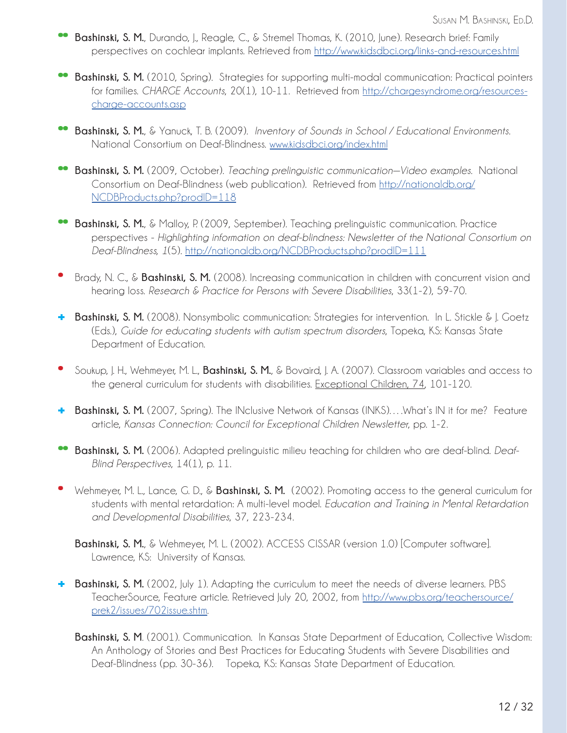- **Bashinski, S. M.**, Durando, J., Reagle, C., & Stremel Thomas, K. (2010, June). Research brief: Family perspectives on cochlear implants. Retrieved from http://www.kidsdbci.org/links-and-resources.html

- **Bashinski, S. M.** (2010, Spring). Strategies for supporting multi-modal communication: Practical pointers for families. *CHARGE Accounts*, 20(1), 10-11. Retrieved from http://chargesyndrome.org/resources-charge-accounts.asp

- **Bashinski, S. M.**, & Yanuck, T. B. (2009). *Inventory of Sounds in School / Educational Environments*. National Consortium on Deaf-Blindness. www.kidsdbci.org/index.html

- **Bashinski, S. M.** (2009, October). *Teaching prelinguistic communication—Video examples.* National Consortium on Deaf-Blindness (web publication). Retrieved from http://nationaldb.org/NCDBProducts.php?prodID=118

- **Bashinski, S. M.**, & Malloy, P. (2009, September). Teaching prelinguistic communication. Practice perspectives - *Highlighting information on deaf-blindness: Newsletter of the National Consortium on Deaf-Blindness, 1*(5). http://nationaldb.org/NCDBProducts.php?prodID=111

- Brady, N. C., & **Bashinski, S. M.** (2008). Increasing communication in children with concurrent vision and hearing loss. *Research & Practice for Persons with Severe Disabilities*, 33(1-2), 59-70.

- **Bashinski, S. M.** (2008). Nonsymbolic communication: Strategies for intervention. In L. Stickle & J. Goetz (Eds.), *Guide for educating students with autism spectrum disorders*, Topeka, KS: Kansas State Department of Education.

- Soukup, J. H., Wehmeyer, M. L., **Bashinski, S. M.**, & Bovaird, J. A. (2007). Classroom variables and access to the general curriculum for students with disabilities. Exceptional Children, 74, 101-120.

- **Bashinski, S. M.** (2007, Spring). The INclusive Network of Kansas (INKS)….What's IN it for me? Feature article, *Kansas Connection: Council for Exceptional Children Newsletter*, pp. 1-2.

- **Bashinski, S. M.** (2006). Adapted prelinguistic milieu teaching for children who are deaf-blind. *Deaf-Blind Perspectives*, 14(1), p. 11.

- Wehmeyer, M. L., Lance, G. D., & **Bashinski, S. M.** (2002). Promoting access to the general curriculum for students with mental retardation: A multi-level model. *Education and Training in Mental Retardation and Developmental Disabilities*, 37, 223-234.

  **Bashinski, S. M.**, & Wehmeyer, M. L. (2002). ACCESS CISSAR (version 1.0) [Computer software]. Lawrence, KS: University of Kansas.

- **Bashinski, S. M.** (2002, July 1). Adapting the curriculum to meet the needs of diverse learners. PBS TeacherSource, Feature article. Retrieved July 20, 2002, from http://www.pbs.org/teachersource/prek2/issues/702issue.shtm.

  **Bashinski, S. M**. (2001). Communication. In Kansas State Department of Education, Collective Wisdom: An Anthology of Stories and Best Practices for Educating Students with Severe Disabilities and Deaf-Blindness (pp. 30-36). Topeka, KS: Kansas State Department of Education.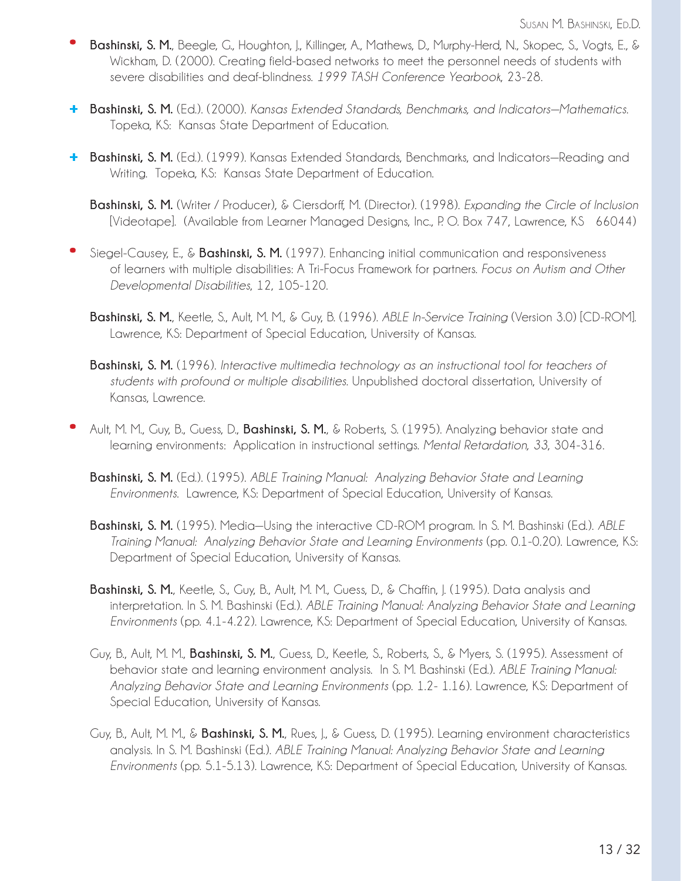- **Bashinski, S. M.**, Beegle, G., Houghton, J., Killinger, A., Mathews, D., Murphy-Herd, N., Skopec, S., Vogts, E., & Wickham, D. (2000). Creating field-based networks to meet the personnel needs of students with severe disabilities and deaf-blindness. *1999 TASH Conference Yearbook*, 23-28.

+ **Bashinski, S. M.** (Ed.). (2000). *Kansas Extended Standards, Benchmarks, and Indicators—Mathematics.* Topeka, KS: Kansas State Department of Education.

+ **Bashinski, S. M.** (Ed.). (1999). Kansas Extended Standards, Benchmarks, and Indicators—Reading and Writing. Topeka, KS: Kansas State Department of Education.

**Bashinski, S. M.** (Writer / Producer), & Ciersdorff, M. (Director). (1998). *Expanding the Circle of Inclusion* [Videotape]. (Available from Learner Managed Designs, Inc., P. O. Box 747, Lawrence, KS 66044)

- Siegel-Causey, E., & **Bashinski, S. M.** (1997). Enhancing initial communication and responsiveness of learners with multiple disabilities: A Tri-Focus Framework for partners. *Focus on Autism and Other Developmental Disabilities*, 12, 105-120.

**Bashinski, S. M.**, Keetle, S., Ault, M. M., & Guy, B. (1996). *ABLE In-Service Training* (Version 3.0) [CD-ROM]. Lawrence, KS: Department of Special Education, University of Kansas.

**Bashinski, S. M.** (1996). *Interactive multimedia technology as an instructional tool for teachers of students with profound or multiple disabilities.* Unpublished doctoral dissertation, University of Kansas, Lawrence.

- Ault, M. M., Guy, B., Guess, D., **Bashinski, S. M.**, & Roberts, S. (1995). Analyzing behavior state and learning environments: Application in instructional settings. *Mental Retardation, 33*, 304-316.

**Bashinski, S. M.** (Ed.). (1995). *ABLE Training Manual: Analyzing Behavior State and Learning Environments.* Lawrence, KS: Department of Special Education, University of Kansas.

**Bashinski, S. M.** (1995). Media—Using the interactive CD-ROM program. In S. M. Bashinski (Ed.). *ABLE Training Manual: Analyzing Behavior State and Learning Environments* (pp. 0.1-0.20). Lawrence, KS: Department of Special Education, University of Kansas.

**Bashinski, S. M.**, Keetle, S., Guy, B., Ault, M. M., Guess, D., & Chaffin, J. (1995). Data analysis and interpretation. In S. M. Bashinski (Ed.). *ABLE Training Manual: Analyzing Behavior State and Learning Environments* (pp. 4.1-4.22). Lawrence, KS: Department of Special Education, University of Kansas.

Guy, B., Ault, M. M., **Bashinski, S. M.**, Guess, D., Keetle, S., Roberts, S., & Myers, S. (1995). Assessment of behavior state and learning environment analysis. In S. M. Bashinski (Ed.). *ABLE Training Manual: Analyzing Behavior State and Learning Environments* (pp. 1.2- 1.16). Lawrence, KS: Department of Special Education, University of Kansas.

Guy, B., Ault, M. M., & **Bashinski, S. M.**, Rues, J., & Guess, D. (1995). Learning environment characteristics analysis. In S. M. Bashinski (Ed.). *ABLE Training Manual: Analyzing Behavior State and Learning Environments* (pp. 5.1-5.13). Lawrence, KS: Department of Special Education, University of Kansas.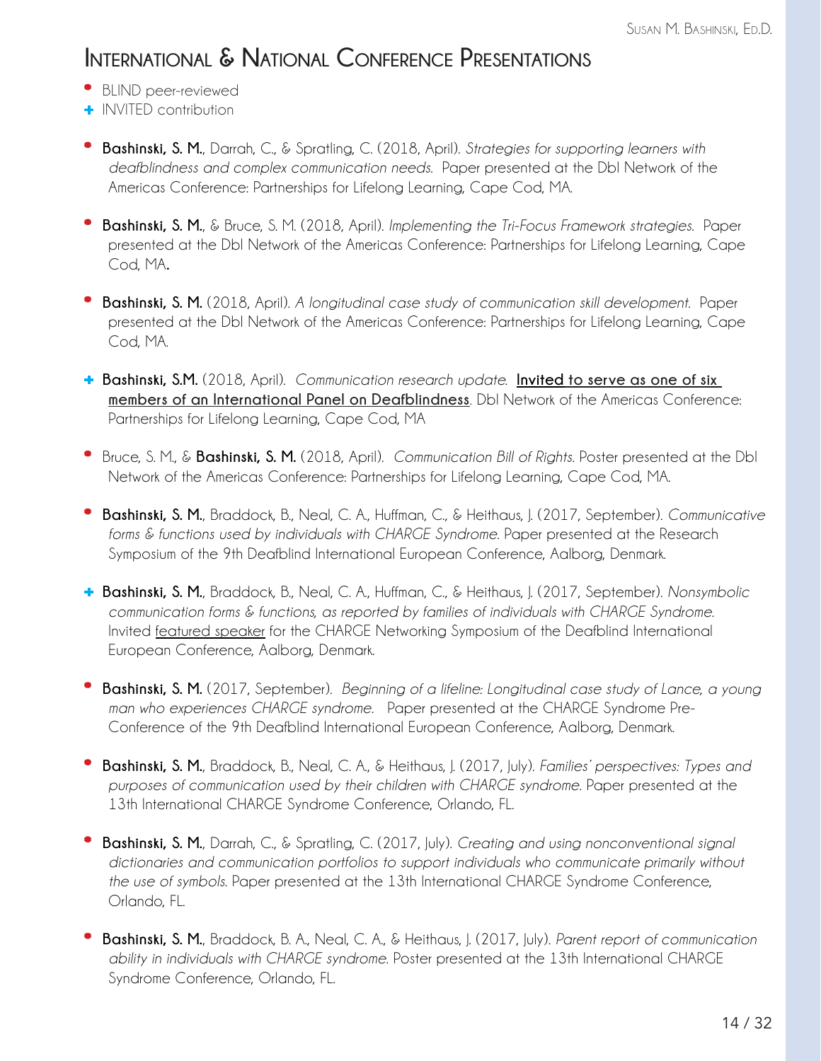# International & National Conference Presentations

- • BLIND peer-reviewed
- + INVITED contribution

- • **Bashinski, S. M.**, Darrah, C., & Spratling, C. (2018, April). *Strategies for supporting learners with deafblindness and complex communication needs.* Paper presented at the DbI Network of the Americas Conference: Partnerships for Lifelong Learning, Cape Cod, MA.

- • **Bashinski, S. M.**, & Bruce, S. M. (2018, April). *Implementing the Tri-Focus Framework strategies.* Paper presented at the DbI Network of the Americas Conference: Partnerships for Lifelong Learning, Cape Cod, MA.

- • **Bashinski, S. M.** (2018, April). *A longitudinal case study of communication skill development.* Paper presented at the DbI Network of the Americas Conference: Partnerships for Lifelong Learning, Cape Cod, MA.

- + **Bashinski, S.M.** (2018, April). *Communication research update.* **Invited to serve as one of six members of an International Panel on Deafblindness**. DbI Network of the Americas Conference: Partnerships for Lifelong Learning, Cape Cod, MA

- • Bruce, S. M., & **Bashinski, S. M.** (2018, April). *Communication Bill of Rights.* Poster presented at the DbI Network of the Americas Conference: Partnerships for Lifelong Learning, Cape Cod, MA.

- • **Bashinski, S. M.**, Braddock, B., Neal, C. A., Huffman, C., & Heithaus, J. (2017, September). *Communicative forms & functions used by individuals with CHARGE Syndrome.* Paper presented at the Research Symposium of the 9th Deafblind International European Conference, Aalborg, Denmark.

- + **Bashinski, S. M.**, Braddock, B., Neal, C. A., Huffman, C., & Heithaus, J. (2017, September). *Nonsymbolic communication forms & functions, as reported by families of individuals with CHARGE Syndrome.* Invited featured speaker for the CHARGE Networking Symposium of the Deafblind International European Conference, Aalborg, Denmark.

- • **Bashinski, S. M.** (2017, September). *Beginning of a lifeline: Longitudinal case study of Lance, a young man who experiences CHARGE syndrome.* Paper presented at the CHARGE Syndrome Pre-Conference of the 9th Deafblind International European Conference, Aalborg, Denmark.

- • **Bashinski, S. M.**, Braddock, B., Neal, C. A., & Heithaus, J. (2017, July). *Families' perspectives: Types and purposes of communication used by their children with CHARGE syndrome.* Paper presented at the 13th International CHARGE Syndrome Conference, Orlando, FL.

- • **Bashinski, S. M.**, Darrah, C., & Spratling, C. (2017, July). *Creating and using nonconventional signal dictionaries and communication portfolios to support individuals who communicate primarily without the use of symbols.* Paper presented at the 13th International CHARGE Syndrome Conference, Orlando, FL.

- • **Bashinski, S. M.**, Braddock, B. A., Neal, C. A., & Heithaus, J. (2017, July). *Parent report of communication ability in individuals with CHARGE syndrome.* Poster presented at the 13th International CHARGE Syndrome Conference, Orlando, FL.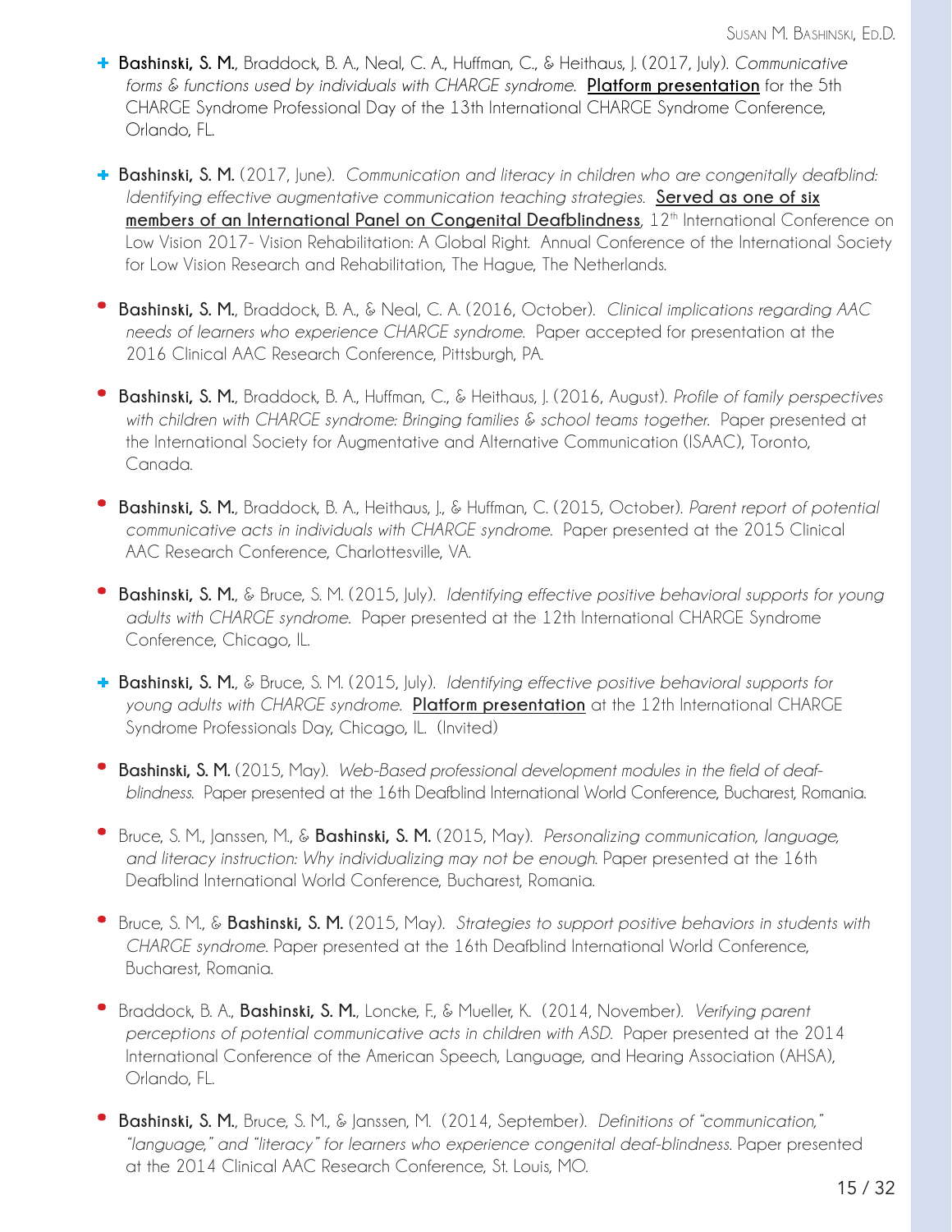- ✚ **Bashinski, S. M.**, Braddock, B. A., Neal, C. A., Huffman, C., & Heithaus, J. (2017, July). *Communicative forms & functions used by individuals with CHARGE syndrome.* **Platform presentation** for the 5th CHARGE Syndrome Professional Day of the 13th International CHARGE Syndrome Conference, Orlando, FL.

- ✚ **Bashinski, S. M.** (2017, June). *Communication and literacy in children who are congenitally deafblind: Identifying effective augmentative communication teaching strategies.* **Served as one of six members of an International Panel on Congenital Deafblindness**, 12th International Conference on Low Vision 2017- Vision Rehabilitation: A Global Right. Annual Conference of the International Society for Low Vision Research and Rehabilitation, The Hague, The Netherlands.

- **Bashinski, S. M.**, Braddock, B. A., & Neal, C. A. (2016, October). *Clinical implications regarding AAC needs of learners who experience CHARGE syndrome.* Paper accepted for presentation at the 2016 Clinical AAC Research Conference, Pittsburgh, PA.

- **Bashinski, S. M.**, Braddock, B. A., Huffman, C., & Heithaus, J. (2016, August). *Profile of family perspectives with children with CHARGE syndrome: Bringing families & school teams together.* Paper presented at the International Society for Augmentative and Alternative Communication (ISAAC), Toronto, Canada.

- **Bashinski, S. M.**, Braddock, B. A., Heithaus, J., & Huffman, C. (2015, October). *Parent report of potential communicative acts in individuals with CHARGE syndrome.* Paper presented at the 2015 Clinical AAC Research Conference, Charlottesville, VA.

- **Bashinski, S. M.**, & Bruce, S. M. (2015, July). *Identifying effective positive behavioral supports for young adults with CHARGE syndrome.* Paper presented at the 12th International CHARGE Syndrome Conference, Chicago, IL.

- ✚ **Bashinski, S. M.**, & Bruce, S. M. (2015, July). *Identifying effective positive behavioral supports for young adults with CHARGE syndrome.* **Platform presentation** at the 12th International CHARGE Syndrome Professionals Day, Chicago, IL. (Invited)

- **Bashinski, S. M.** (2015, May). *Web-Based professional development modules in the field of deaf-blindness.* Paper presented at the 16th Deafblind International World Conference, Bucharest, Romania.

- Bruce, S. M., Janssen, M., & **Bashinski, S. M.** (2015, May). *Personalizing communication, language, and literacy instruction: Why individualizing may not be enough.* Paper presented at the 16th Deafblind International World Conference, Bucharest, Romania.

- Bruce, S. M., & **Bashinski, S. M.** (2015, May). *Strategies to support positive behaviors in students with CHARGE syndrome.* Paper presented at the 16th Deafblind International World Conference, Bucharest, Romania.

- Braddock, B. A., **Bashinski, S. M.**, Loncke, F., & Mueller, K. (2014, November). *Verifying parent perceptions of potential communicative acts in children with ASD.* Paper presented at the 2014 International Conference of the American Speech, Language, and Hearing Association (AHSA), Orlando, FL.

- **Bashinski, S. M.**, Bruce, S. M., & Janssen, M. (2014, September). *Definitions of "communication," "language," and "literacy" for learners who experience congenital deaf-blindness.* Paper presented at the 2014 Clinical AAC Research Conference, St. Louis, MO.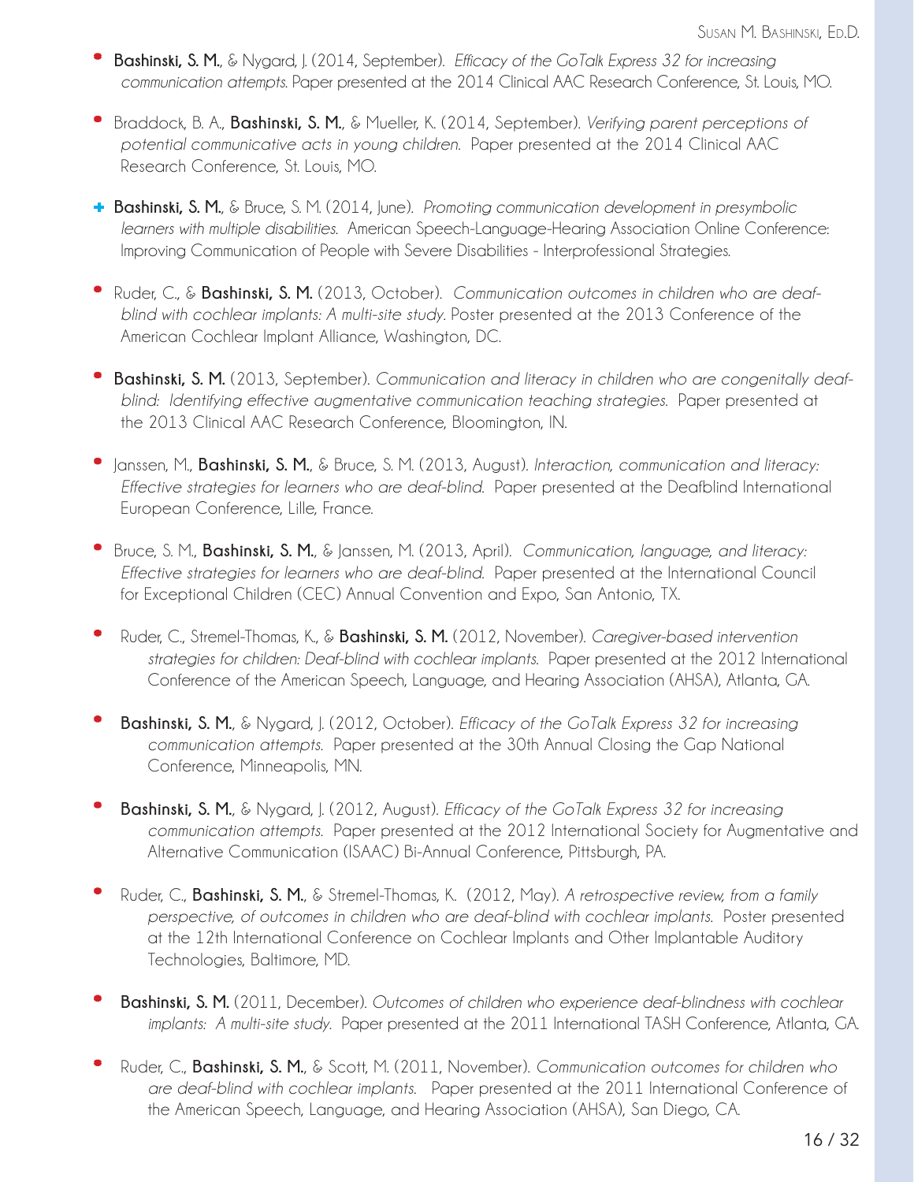- **Bashinski, S. M.**, & Nygard, J. (2014, September). *Efficacy of the GoTalk Express 32 for increasing communication attempts.* Paper presented at the 2014 Clinical AAC Research Conference, St. Louis, MO.

- Braddock, B. A., **Bashinski, S. M.**, & Mueller, K. (2014, September). *Verifying parent perceptions of potential communicative acts in young children.* Paper presented at the 2014 Clinical AAC Research Conference, St. Louis, MO.

- **Bashinski, S. M.**, & Bruce, S. M. (2014, June). *Promoting communication development in presymbolic learners with multiple disabilities.* American Speech-Language-Hearing Association Online Conference: Improving Communication of People with Severe Disabilities - Interprofessional Strategies.

- Ruder, C., & **Bashinski, S. M.** (2013, October). *Communication outcomes in children who are deaf-blind with cochlear implants: A multi-site study.* Poster presented at the 2013 Conference of the American Cochlear Implant Alliance, Washington, DC.

- **Bashinski, S. M.** (2013, September). *Communication and literacy in children who are congenitally deaf-blind: Identifying effective augmentative communication teaching strategies.* Paper presented at the 2013 Clinical AAC Research Conference, Bloomington, IN.

- Janssen, M., **Bashinski, S. M.**, & Bruce, S. M. (2013, August). *Interaction, communication and literacy: Effective strategies for learners who are deaf-blind.* Paper presented at the Deafblind International European Conference, Lille, France.

- Bruce, S. M., **Bashinski, S. M.**, & Janssen, M. (2013, April). *Communication, language, and literacy: Effective strategies for learners who are deaf-blind.* Paper presented at the International Council for Exceptional Children (CEC) Annual Convention and Expo, San Antonio, TX.

- Ruder, C., Stremel-Thomas, K., & **Bashinski, S. M.** (2012, November). *Caregiver-based intervention strategies for children: Deaf-blind with cochlear implants.* Paper presented at the 2012 International Conference of the American Speech, Language, and Hearing Association (AHSA), Atlanta, GA.

- **Bashinski, S. M.**, & Nygard, J. (2012, October). *Efficacy of the GoTalk Express 32 for increasing communication attempts.* Paper presented at the 30th Annual Closing the Gap National Conference, Minneapolis, MN.

- **Bashinski, S. M.**, & Nygard, J. (2012, August). *Efficacy of the GoTalk Express 32 for increasing communication attempts.* Paper presented at the 2012 International Society for Augmentative and Alternative Communication (ISAAC) Bi-Annual Conference, Pittsburgh, PA.

- Ruder, C., **Bashinski, S. M.**, & Stremel-Thomas, K. (2012, May). *A retrospective review, from a family perspective, of outcomes in children who are deaf-blind with cochlear implants.* Poster presented at the 12th International Conference on Cochlear Implants and Other Implantable Auditory Technologies, Baltimore, MD.

- **Bashinski, S. M.** (2011, December). *Outcomes of children who experience deaf-blindness with cochlear implants: A multi-site study.* Paper presented at the 2011 International TASH Conference, Atlanta, GA.

- Ruder, C., **Bashinski, S. M.**, & Scott, M. (2011, November). *Communication outcomes for children who are deaf-blind with cochlear implants.* Paper presented at the 2011 International Conference of the American Speech, Language, and Hearing Association (AHSA), San Diego, CA.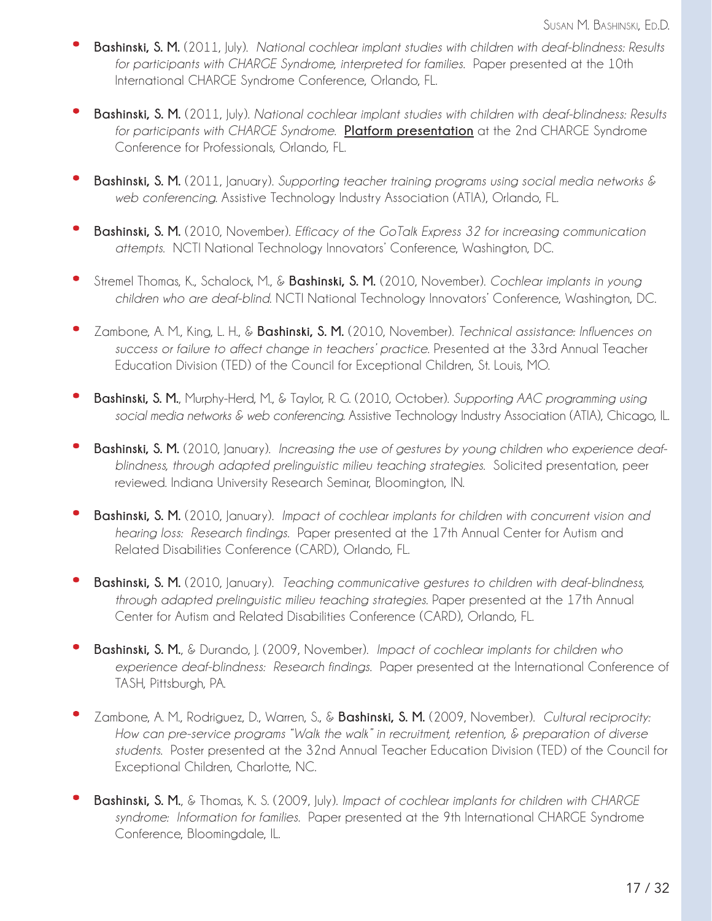- **Bashinski, S. M.** (2011, July). *National cochlear implant studies with children with deaf-blindness: Results for participants with CHARGE Syndrome, interpreted for families.* Paper presented at the 10th International CHARGE Syndrome Conference, Orlando, FL.

- **Bashinski, S. M.** (2011, July). *National cochlear implant studies with children with deaf-blindness: Results for participants with CHARGE Syndrome.* **Platform presentation** at the 2nd CHARGE Syndrome Conference for Professionals, Orlando, FL.

- **Bashinski, S. M.** (2011, January). *Supporting teacher training programs using social media networks & web conferencing.* Assistive Technology Industry Association (ATIA), Orlando, FL.

- **Bashinski, S. M.** (2010, November). *Efficacy of the GoTalk Express 32 for increasing communication attempts.* NCTI National Technology Innovators' Conference, Washington, DC.

- Stremel Thomas, K., Schalock, M., & **Bashinski, S. M.** (2010, November). *Cochlear implants in young children who are deaf-blind.* NCTI National Technology Innovators' Conference, Washington, DC.

- Zambone, A. M., King, L. H., & **Bashinski, S. M.** (2010, November). *Technical assistance: Influences on success or failure to affect change in teachers' practice.* Presented at the 33rd Annual Teacher Education Division (TED) of the Council for Exceptional Children, St. Louis, MO.

- **Bashinski, S. M.**, Murphy-Herd, M., & Taylor, R. G. (2010, October). *Supporting AAC programming using social media networks & web conferencing.* Assistive Technology Industry Association (ATIA), Chicago, IL.

- **Bashinski, S. M.** (2010, January). *Increasing the use of gestures by young children who experience deaf-blindness, through adapted prelinguistic milieu teaching strategies.* Solicited presentation, peer reviewed. Indiana University Research Seminar, Bloomington, IN.

- **Bashinski, S. M.** (2010, January). *Impact of cochlear implants for children with concurrent vision and hearing loss: Research findings.* Paper presented at the 17th Annual Center for Autism and Related Disabilities Conference (CARD), Orlando, FL.

- **Bashinski, S. M.** (2010, January). *Teaching communicative gestures to children with deaf-blindness, through adapted prelinguistic milieu teaching strategies.* Paper presented at the 17th Annual Center for Autism and Related Disabilities Conference (CARD), Orlando, FL.

- **Bashinski, S. M.**, & Durando, J. (2009, November). *Impact of cochlear implants for children who experience deaf-blindness: Research findings.* Paper presented at the International Conference of TASH, Pittsburgh, PA.

- Zambone, A. M., Rodriguez, D., Warren, S., & **Bashinski, S. M.** (2009, November). *Cultural reciprocity: How can pre-service programs "Walk the walk" in recruitment, retention, & preparation of diverse students.* Poster presented at the 32nd Annual Teacher Education Division (TED) of the Council for Exceptional Children, Charlotte, NC.

- **Bashinski, S. M.**, & Thomas, K. S. (2009, July). *Impact of cochlear implants for children with CHARGE syndrome: Information for families.* Paper presented at the 9th International CHARGE Syndrome Conference, Bloomingdale, IL.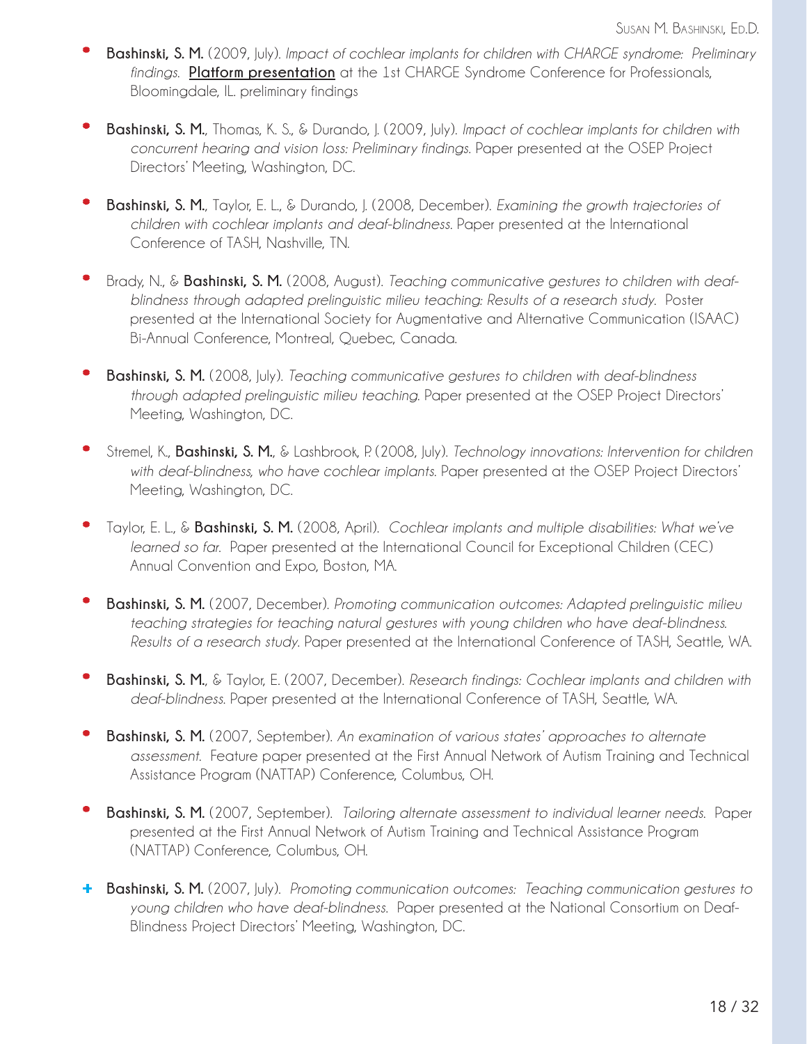- **Bashinski, S. M.** (2009, July). *Impact of cochlear implants for children with CHARGE syndrome: Preliminary findings.* **Platform presentation** at the 1st CHARGE Syndrome Conference for Professionals, Bloomingdale, IL. preliminary findings

- **Bashinski, S. M.**, Thomas, K. S., & Durando, J. (2009, July). *Impact of cochlear implants for children with concurrent hearing and vision loss: Preliminary findings.* Paper presented at the OSEP Project Directors' Meeting, Washington, DC.

- **Bashinski, S. M.**, Taylor, E. L., & Durando, J. (2008, December). *Examining the growth trajectories of children with cochlear implants and deaf-blindness.* Paper presented at the International Conference of TASH, Nashville, TN.

- Brady, N., & **Bashinski, S. M.** (2008, August). *Teaching communicative gestures to children with deaf-blindness through adapted prelinguistic milieu teaching: Results of a research study.* Poster presented at the International Society for Augmentative and Alternative Communication (ISAAC) Bi-Annual Conference, Montreal, Quebec, Canada.

- **Bashinski, S. M.** (2008, July). *Teaching communicative gestures to children with deaf-blindness through adapted prelinguistic milieu teaching.* Paper presented at the OSEP Project Directors' Meeting, Washington, DC.

- Stremel, K., **Bashinski, S. M.**, & Lashbrook, P. (2008, July). *Technology innovations: Intervention for children with deaf-blindness, who have cochlear implants.* Paper presented at the OSEP Project Directors' Meeting, Washington, DC.

- Taylor, E. L., & **Bashinski, S. M.** (2008, April). *Cochlear implants and multiple disabilities: What we've learned so far.* Paper presented at the International Council for Exceptional Children (CEC) Annual Convention and Expo, Boston, MA.

- **Bashinski, S. M.** (2007, December). *Promoting communication outcomes: Adapted prelinguistic milieu teaching strategies for teaching natural gestures with young children who have deaf-blindness. Results of a research study.* Paper presented at the International Conference of TASH, Seattle, WA.

- **Bashinski, S. M.**, & Taylor, E. (2007, December). *Research findings: Cochlear implants and children with deaf-blindness.* Paper presented at the International Conference of TASH, Seattle, WA.

- **Bashinski, S. M.** (2007, September). *An examination of various states' approaches to alternate assessment.* Feature paper presented at the First Annual Network of Autism Training and Technical Assistance Program (NATTAP) Conference, Columbus, OH.

- **Bashinski, S. M.** (2007, September). *Tailoring alternate assessment to individual learner needs.* Paper presented at the First Annual Network of Autism Training and Technical Assistance Program (NATTAP) Conference, Columbus, OH.

+ **Bashinski, S. M.** (2007, July). *Promoting communication outcomes: Teaching communication gestures to young children who have deaf-blindness.* Paper presented at the National Consortium on Deaf-Blindness Project Directors' Meeting, Washington, DC.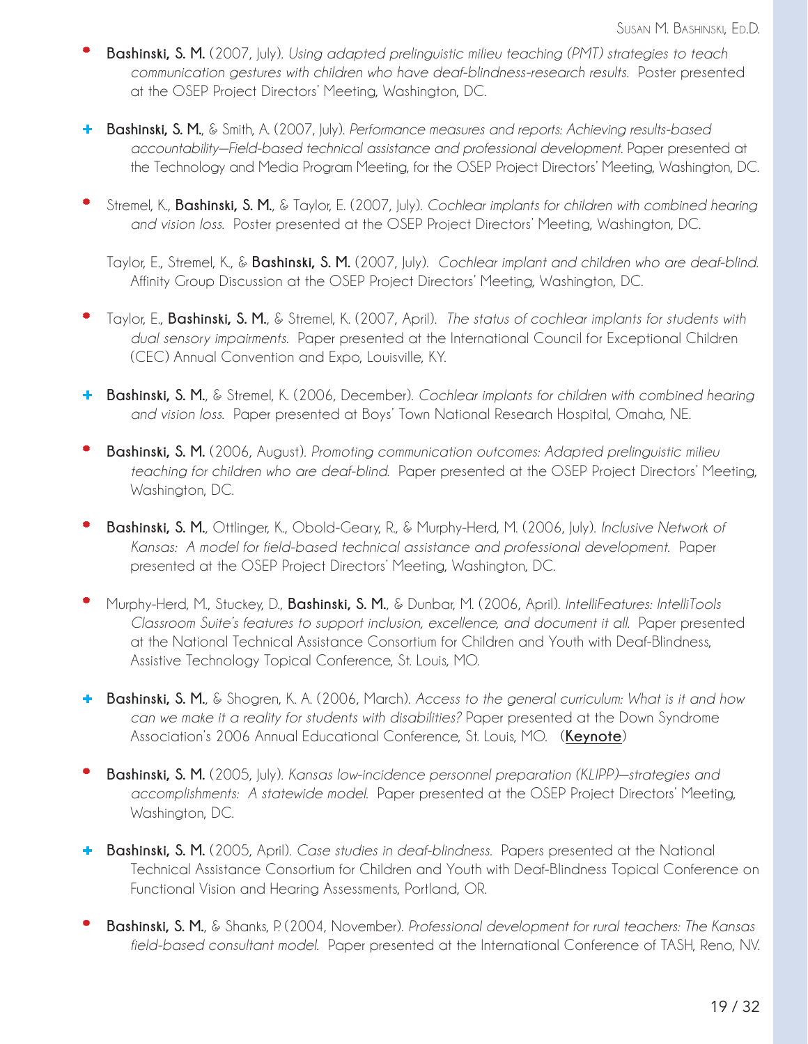- **Bashinski, S. M.** (2007, July). *Using adapted prelinguistic milieu teaching (PMT) strategies to teach communication gestures with children who have deaf-blindness-research results.* Poster presented at the OSEP Project Directors' Meeting, Washington, DC.

+ **Bashinski, S. M.**, & Smith, A. (2007, July). *Performance measures and reports: Achieving results-based accountability—Field-based technical assistance and professional development.* Paper presented at the Technology and Media Program Meeting, for the OSEP Project Directors' Meeting, Washington, DC.

- Stremel, K., **Bashinski, S. M.**, & Taylor, E. (2007, July). *Cochlear implants for children with combined hearing and vision loss.* Poster presented at the OSEP Project Directors' Meeting, Washington, DC.

  Taylor, E., Stremel, K., & **Bashinski, S. M.** (2007, July). *Cochlear implant and children who are deaf-blind.* Affinity Group Discussion at the OSEP Project Directors' Meeting, Washington, DC.

- Taylor, E., **Bashinski, S. M.**, & Stremel, K. (2007, April). *The status of cochlear implants for students with dual sensory impairments.* Paper presented at the International Council for Exceptional Children (CEC) Annual Convention and Expo, Louisville, KY.

+ **Bashinski, S. M.**, & Stremel, K. (2006, December). *Cochlear implants for children with combined hearing and vision loss.* Paper presented at Boys' Town National Research Hospital, Omaha, NE.

- **Bashinski, S. M.** (2006, August). *Promoting communication outcomes: Adapted prelinguistic milieu teaching for children who are deaf-blind.* Paper presented at the OSEP Project Directors' Meeting, Washington, DC.

- **Bashinski, S. M.**, Ottlinger, K., Obold-Geary, R., & Murphy-Herd, M. (2006, July). *Inclusive Network of Kansas: A model for field-based technical assistance and professional development.* Paper presented at the OSEP Project Directors' Meeting, Washington, DC.

- Murphy-Herd, M., Stuckey, D., **Bashinski, S. M.**, & Dunbar, M. (2006, April). *IntelliFeatures: IntelliTools Classroom Suite's features to support inclusion, excellence, and document it all.* Paper presented at the National Technical Assistance Consortium for Children and Youth with Deaf-Blindness, Assistive Technology Topical Conference, St. Louis, MO.

+ **Bashinski, S. M.**, & Shogren, K. A. (2006, March). *Access to the general curriculum: What is it and how can we make it a reality for students with disabilities?* Paper presented at the Down Syndrome Association's 2006 Annual Educational Conference, St. Louis, MO. (**Keynote**)

- **Bashinski, S. M.** (2005, July). *Kansas low-incidence personnel preparation (KLIPP)—strategies and accomplishments: A statewide model.* Paper presented at the OSEP Project Directors' Meeting, Washington, DC.

+ **Bashinski, S. M.** (2005, April). *Case studies in deaf-blindness.* Papers presented at the National Technical Assistance Consortium for Children and Youth with Deaf-Blindness Topical Conference on Functional Vision and Hearing Assessments, Portland, OR.

- **Bashinski, S. M.**, & Shanks, P. (2004, November). *Professional development for rural teachers: The Kansas field-based consultant model.* Paper presented at the International Conference of TASH, Reno, NV.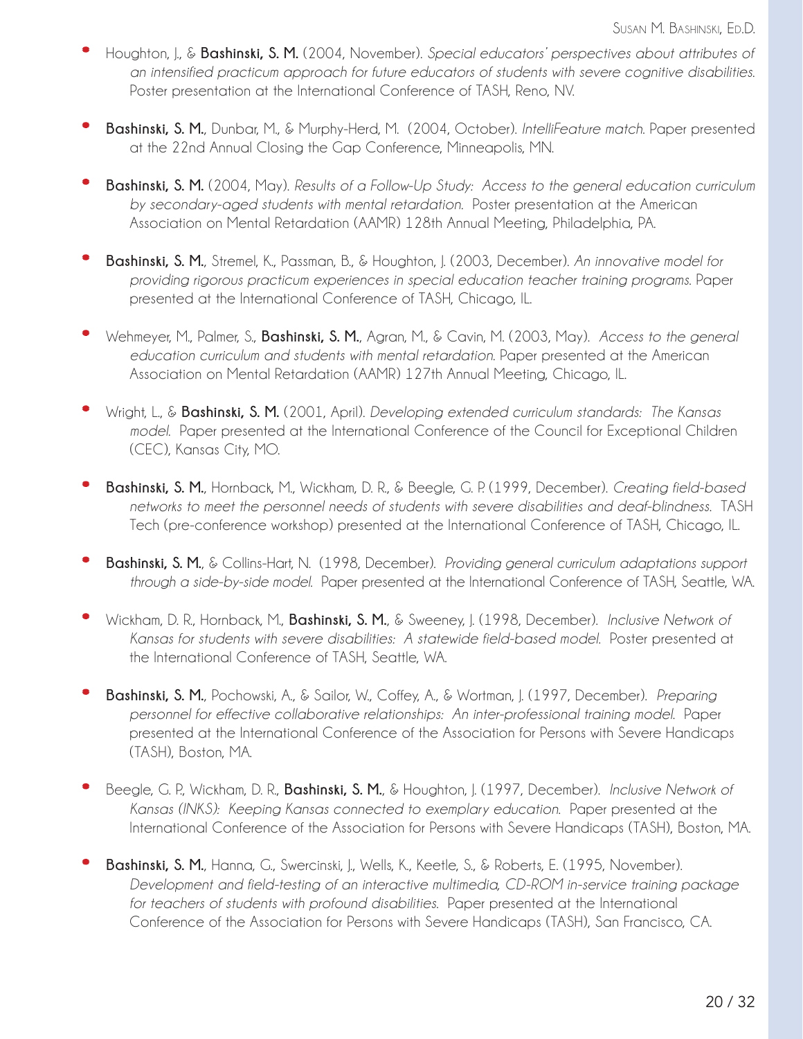- Houghton, J., & **Bashinski, S. M.** (2004, November). *Special educators' perspectives about attributes of an intensified practicum approach for future educators of students with severe cognitive disabilities.* Poster presentation at the International Conference of TASH, Reno, NV.

- **Bashinski, S. M.**, Dunbar, M., & Murphy-Herd, M. (2004, October). *IntelliFeature match.* Paper presented at the 22nd Annual Closing the Gap Conference, Minneapolis, MN.

- **Bashinski, S. M.** (2004, May). *Results of a Follow-Up Study: Access to the general education curriculum by secondary-aged students with mental retardation.* Poster presentation at the American Association on Mental Retardation (AAMR) 128th Annual Meeting, Philadelphia, PA.

- **Bashinski, S. M.**, Stremel, K., Passman, B., & Houghton, J. (2003, December). *An innovative model for providing rigorous practicum experiences in special education teacher training programs.* Paper presented at the International Conference of TASH, Chicago, IL.

- Wehmeyer, M., Palmer, S., **Bashinski, S. M.**, Agran, M., & Cavin, M. (2003, May). *Access to the general education curriculum and students with mental retardation.* Paper presented at the American Association on Mental Retardation (AAMR) 127th Annual Meeting, Chicago, IL.

- Wright, L., & **Bashinski, S. M.** (2001, April). *Developing extended curriculum standards: The Kansas model.* Paper presented at the International Conference of the Council for Exceptional Children (CEC), Kansas City, MO.

- **Bashinski, S. M.**, Hornback, M., Wickham, D. R., & Beegle, G. P. (1999, December). *Creating field-based networks to meet the personnel needs of students with severe disabilities and deaf-blindness.* TASH Tech (pre-conference workshop) presented at the International Conference of TASH, Chicago, IL.

- **Bashinski, S. M.**, & Collins-Hart, N. (1998, December). *Providing general curriculum adaptations support through a side-by-side model.* Paper presented at the International Conference of TASH, Seattle, WA.

- Wickham, D. R., Hornback, M., **Bashinski, S. M.**, & Sweeney, J. (1998, December). *Inclusive Network of Kansas for students with severe disabilities: A statewide field-based model.* Poster presented at the International Conference of TASH, Seattle, WA.

- **Bashinski, S. M.**, Pochowski, A., & Sailor, W., Coffey, A., & Wortman, J. (1997, December). *Preparing personnel for effective collaborative relationships: An inter-professional training model.* Paper presented at the International Conference of the Association for Persons with Severe Handicaps (TASH), Boston, MA.

- Beegle, G. P., Wickham, D. R., **Bashinski, S. M.**, & Houghton, J. (1997, December). *Inclusive Network of Kansas (INKS): Keeping Kansas connected to exemplary education.* Paper presented at the International Conference of the Association for Persons with Severe Handicaps (TASH), Boston, MA.

- **Bashinski, S. M.**, Hanna, G., Swercinski, J., Wells, K., Keetle, S., & Roberts, E. (1995, November). *Development and field-testing of an interactive multimedia, CD-ROM in-service training package for teachers of students with profound disabilities.* Paper presented at the International Conference of the Association for Persons with Severe Handicaps (TASH), San Francisco, CA.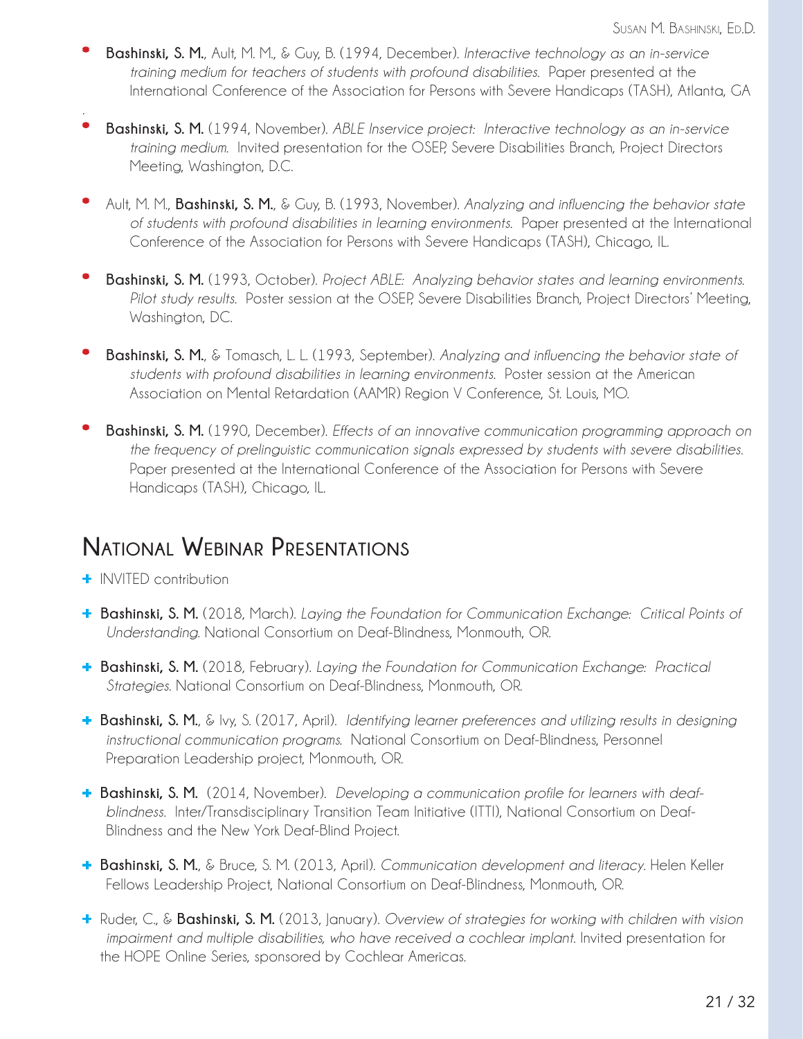- **Bashinski, S. M.**, Ault, M. M., & Guy, B. (1994, December). *Interactive technology as an in-service training medium for teachers of students with profound disabilities.* Paper presented at the International Conference of the Association for Persons with Severe Handicaps (TASH), Atlanta, GA

- **Bashinski, S. M.** (1994, November). *ABLE Inservice project: Interactive technology as an in-service training medium.* Invited presentation for the OSEP, Severe Disabilities Branch, Project Directors Meeting, Washington, D.C.

- Ault, M. M., **Bashinski, S. M.**, & Guy, B. (1993, November). *Analyzing and influencing the behavior state of students with profound disabilities in learning environments.* Paper presented at the International Conference of the Association for Persons with Severe Handicaps (TASH), Chicago, IL.

- **Bashinski, S. M.** (1993, October). *Project ABLE: Analyzing behavior states and learning environments. Pilot study results.* Poster session at the OSEP, Severe Disabilities Branch, Project Directors' Meeting, Washington, DC.

- **Bashinski, S. M.**, & Tomasch, L. L. (1993, September). *Analyzing and influencing the behavior state of students with profound disabilities in learning environments.* Poster session at the American Association on Mental Retardation (AAMR) Region V Conference, St. Louis, MO.

- **Bashinski, S. M.** (1990, December). *Effects of an innovative communication programming approach on the frequency of prelinguistic communication signals expressed by students with severe disabilities.* Paper presented at the International Conference of the Association for Persons with Severe Handicaps (TASH), Chicago, IL.

## National Webinar Presentations

+ INVITED contribution

+ **Bashinski, S. M.** (2018, March). *Laying the Foundation for Communication Exchange: Critical Points of Understanding.* National Consortium on Deaf-Blindness, Monmouth, OR.

+ **Bashinski, S. M.** (2018, February). *Laying the Foundation for Communication Exchange: Practical Strategies.* National Consortium on Deaf-Blindness, Monmouth, OR.

+ **Bashinski, S. M.**, & Ivy, S. (2017, April). *Identifying learner preferences and utilizing results in designing instructional communication programs.* National Consortium on Deaf-Blindness, Personnel Preparation Leadership project, Monmouth, OR.

+ **Bashinski, S. M.** (2014, November). *Developing a communication profile for learners with deaf-blindness.* Inter/Transdisciplinary Transition Team Initiative (ITTI), National Consortium on Deaf-Blindness and the New York Deaf-Blind Project.

+ **Bashinski, S. M.**, & Bruce, S. M. (2013, April). *Communication development and literacy.* Helen Keller Fellows Leadership Project, National Consortium on Deaf-Blindness, Monmouth, OR.

+ Ruder, C., & **Bashinski, S. M.** (2013, January). *Overview of strategies for working with children with vision impairment and multiple disabilities, who have received a cochlear implant.* Invited presentation for the HOPE Online Series, sponsored by Cochlear Americas.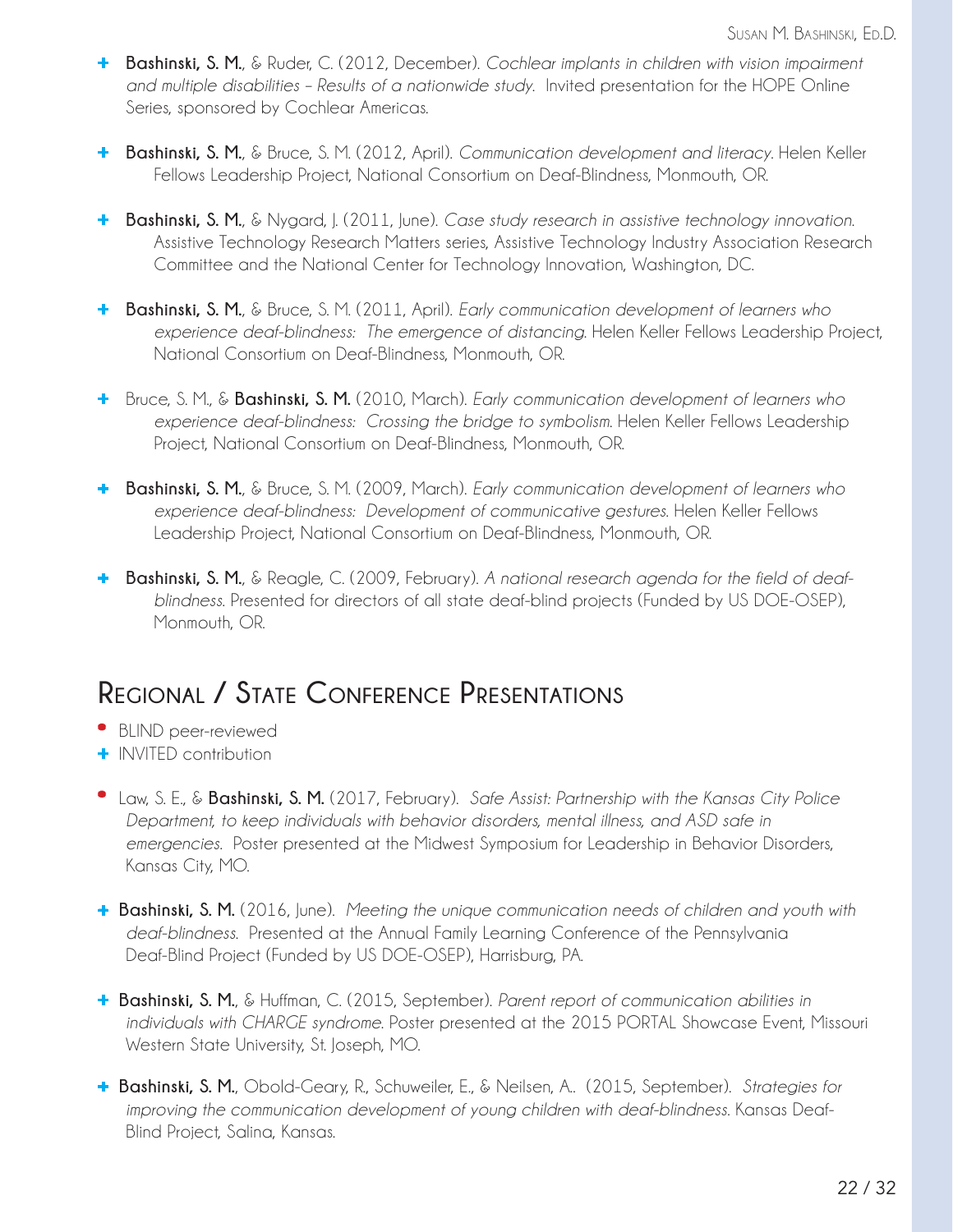- + **Bashinski, S. M.**, & Ruder, C. (2012, December). *Cochlear implants in children with vision impairment and multiple disabilities – Results of a nationwide study.* Invited presentation for the HOPE Online Series, sponsored by Cochlear Americas.

- + **Bashinski, S. M.**, & Bruce, S. M. (2012, April). *Communication development and literacy.* Helen Keller Fellows Leadership Project, National Consortium on Deaf-Blindness, Monmouth, OR.

- + **Bashinski, S. M.**, & Nygard, J. (2011, June). *Case study research in assistive technology innovation.* Assistive Technology Research Matters series, Assistive Technology Industry Association Research Committee and the National Center for Technology Innovation, Washington, DC.

- + **Bashinski, S. M.**, & Bruce, S. M. (2011, April). *Early communication development of learners who experience deaf-blindness: The emergence of distancing.* Helen Keller Fellows Leadership Project, National Consortium on Deaf-Blindness, Monmouth, OR.

- + Bruce, S. M., & **Bashinski, S. M.** (2010, March). *Early communication development of learners who experience deaf-blindness: Crossing the bridge to symbolism.* Helen Keller Fellows Leadership Project, National Consortium on Deaf-Blindness, Monmouth, OR.

- + **Bashinski, S. M.**, & Bruce, S. M. (2009, March). *Early communication development of learners who experience deaf-blindness: Development of communicative gestures.* Helen Keller Fellows Leadership Project, National Consortium on Deaf-Blindness, Monmouth, OR.

- + **Bashinski, S. M.**, & Reagle, C. (2009, February). *A national research agenda for the field of deaf-blindness.* Presented for directors of all state deaf-blind projects (Funded by US DOE-OSEP), Monmouth, OR.

# Regional / State Conference Presentations

- • BLIND peer-reviewed
- + INVITED contribution

- • Law, S. E., & **Bashinski, S. M.** (2017, February). *Safe Assist: Partnership with the Kansas City Police Department, to keep individuals with behavior disorders, mental illness, and ASD safe in emergencies.* Poster presented at the Midwest Symposium for Leadership in Behavior Disorders, Kansas City, MO.

- + **Bashinski, S. M.** (2016, June). *Meeting the unique communication needs of children and youth with deaf-blindness.* Presented at the Annual Family Learning Conference of the Pennsylvania Deaf-Blind Project (Funded by US DOE-OSEP), Harrisburg, PA.

- + **Bashinski, S. M.**, & Huffman, C. (2015, September). *Parent report of communication abilities in individuals with CHARGE syndrome.* Poster presented at the 2015 PORTAL Showcase Event, Missouri Western State University, St. Joseph, MO.

- + **Bashinski, S. M.**, Obold-Geary, R., Schuweiler, E., & Neilsen, A.. (2015, September). *Strategies for improving the communication development of young children with deaf-blindness.* Kansas Deaf-Blind Project, Salina, Kansas.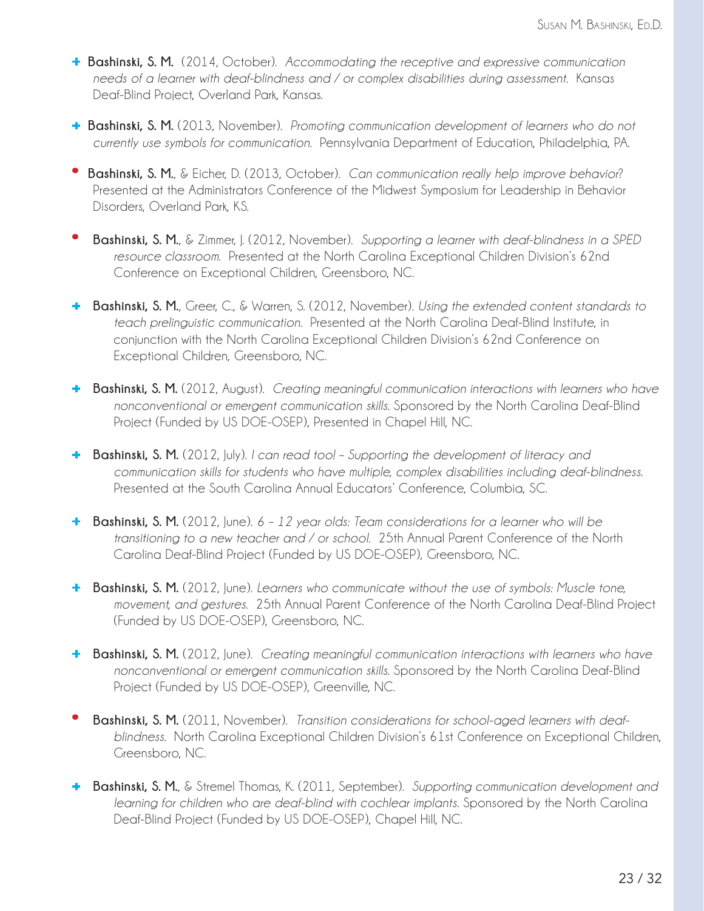- ✚ **Bashinski, S. M.** (2014, October). *Accommodating the receptive and expressive communication needs of a learner with deaf-blindness and / or complex disabilities during assessment.* Kansas Deaf-Blind Project, Overland Park, Kansas.

- ✚ **Bashinski, S. M.** (2013, November). *Promoting communication development of learners who do not currently use symbols for communication.* Pennsylvania Department of Education, Philadelphia, PA.

- • **Bashinski, S. M.**, & Eicher, D. (2013, October). *Can communication really help improve behavior?* Presented at the Administrators Conference of the Midwest Symposium for Leadership in Behavior Disorders, Overland Park, KS.

- • **Bashinski, S. M.**, & Zimmer, J. (2012, November). *Supporting a learner with deaf-blindness in a SPED resource classroom.* Presented at the North Carolina Exceptional Children Division's 62nd Conference on Exceptional Children, Greensboro, NC.

- ✚ **Bashinski, S. M.**, Greer, C., & Warren, S. (2012, November). *Using the extended content standards to teach prelinguistic communication.* Presented at the North Carolina Deaf-Blind Institute, in conjunction with the North Carolina Exceptional Children Division's 62nd Conference on Exceptional Children, Greensboro, NC.

- ✚ **Bashinski, S. M.** (2012, August). *Creating meaningful communication interactions with learners who have nonconventional or emergent communication skills.* Sponsored by the North Carolina Deaf-Blind Project (Funded by US DOE-OSEP), Presented in Chapel Hill, NC.

- ✚ **Bashinski, S. M.** (2012, July). *I can read too! – Supporting the development of literacy and communication skills for students who have multiple, complex disabilities including deaf-blindness.* Presented at the South Carolina Annual Educators' Conference, Columbia, SC.

- ✚ **Bashinski, S. M.** (2012, June). *6 – 12 year olds: Team considerations for a learner who will be transitioning to a new teacher and / or school.* 25th Annual Parent Conference of the North Carolina Deaf-Blind Project (Funded by US DOE-OSEP), Greensboro, NC.

- ✚ **Bashinski, S. M.** (2012, June). *Learners who communicate without the use of symbols: Muscle tone, movement, and gestures.* 25th Annual Parent Conference of the North Carolina Deaf-Blind Project (Funded by US DOE-OSEP), Greensboro, NC.

- ✚ **Bashinski, S. M.** (2012, June). *Creating meaningful communication interactions with learners who have nonconventional or emergent communication skills.* Sponsored by the North Carolina Deaf-Blind Project (Funded by US DOE-OSEP), Greenville, NC.

- • **Bashinski, S. M.** (2011, November). *Transition considerations for school-aged learners with deaf-blindness.* North Carolina Exceptional Children Division's 61st Conference on Exceptional Children, Greensboro, NC.

- ✚ **Bashinski, S. M.**, & Stremel Thomas, K. (2011, September). *Supporting communication development and learning for children who are deaf-blind with cochlear implants.* Sponsored by the North Carolina Deaf-Blind Project (Funded by US DOE-OSEP), Chapel Hill, NC.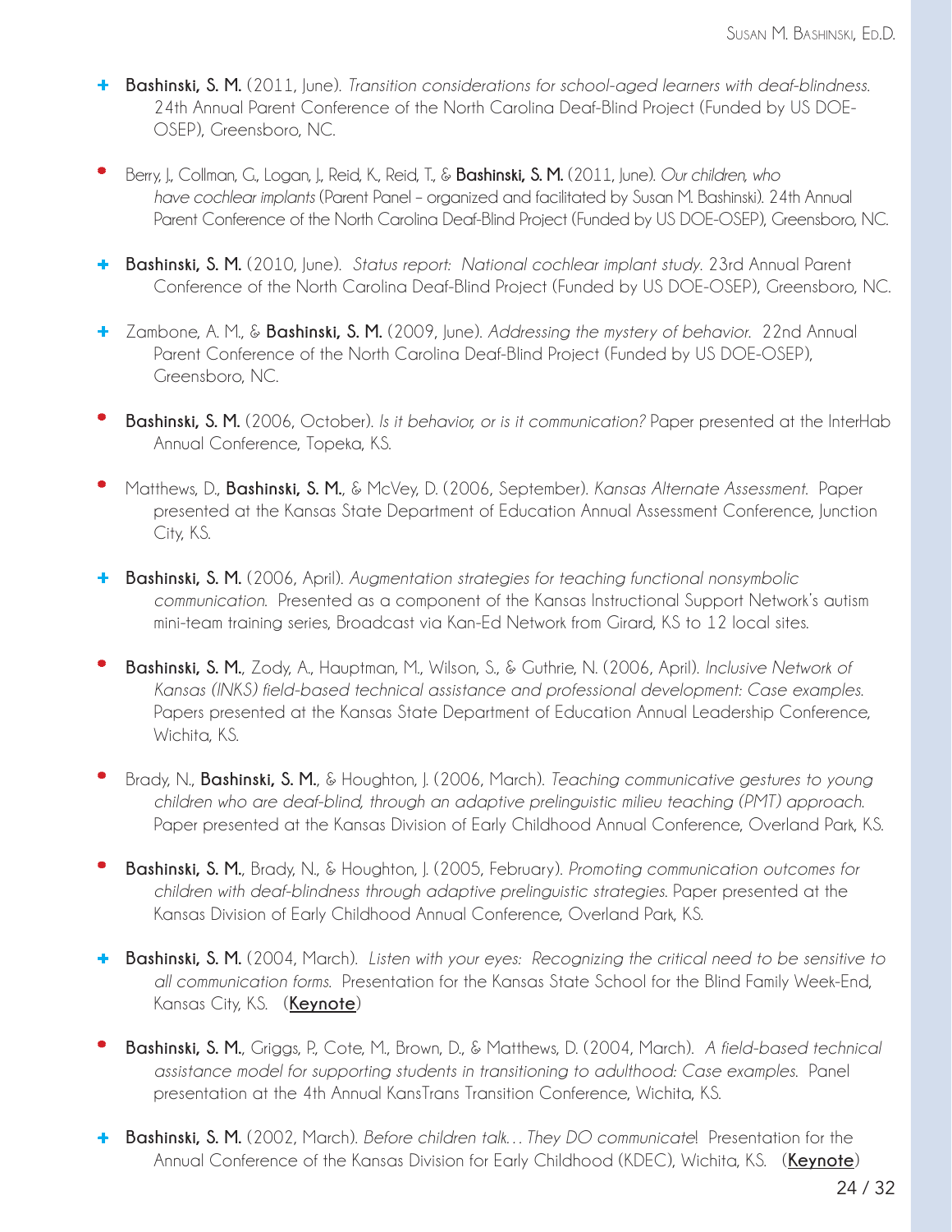- **Bashinski, S. M.** (2011, June). *Transition considerations for school-aged learners with deaf-blindness.* 24th Annual Parent Conference of the North Carolina Deaf-Blind Project (Funded by US DOE-OSEP), Greensboro, NC.

- Berry, J., Collman, G., Logan, J., Reid, K., Reid, T., & **Bashinski, S. M.** (2011, June). *Our children, who have cochlear implants* (Parent Panel – organized and facilitated by Susan M. Bashinski). 24th Annual Parent Conference of the North Carolina Deaf-Blind Project (Funded by US DOE-OSEP), Greensboro, NC.

- **Bashinski, S. M.** (2010, June). *Status report: National cochlear implant study.* 23rd Annual Parent Conference of the North Carolina Deaf-Blind Project (Funded by US DOE-OSEP), Greensboro, NC.

- Zambone, A. M., & **Bashinski, S. M.** (2009, June). *Addressing the mystery of behavior.* 22nd Annual Parent Conference of the North Carolina Deaf-Blind Project (Funded by US DOE-OSEP), Greensboro, NC.

- **Bashinski, S. M.** (2006, October). *Is it behavior, or is it communication?* Paper presented at the InterHab Annual Conference, Topeka, KS.

- Matthews, D., **Bashinski, S. M.**, & McVey, D. (2006, September). *Kansas Alternate Assessment.* Paper presented at the Kansas State Department of Education Annual Assessment Conference, Junction City, KS.

- **Bashinski, S. M.** (2006, April). *Augmentation strategies for teaching functional nonsymbolic communication.* Presented as a component of the Kansas Instructional Support Network's autism mini-team training series, Broadcast via Kan-Ed Network from Girard, KS to 12 local sites.

- **Bashinski, S. M.**, Zody, A., Hauptman, M., Wilson, S., & Guthrie, N. (2006, April). *Inclusive Network of Kansas (INKS) field-based technical assistance and professional development: Case examples.* Papers presented at the Kansas State Department of Education Annual Leadership Conference, Wichita, KS.

- Brady, N., **Bashinski, S. M.**, & Houghton, J. (2006, March). *Teaching communicative gestures to young children who are deaf-blind, through an adaptive prelinguistic milieu teaching (PMT) approach.* Paper presented at the Kansas Division of Early Childhood Annual Conference, Overland Park, KS.

- **Bashinski, S. M.**, Brady, N., & Houghton, J. (2005, February). *Promoting communication outcomes for children with deaf-blindness through adaptive prelinguistic strategies.* Paper presented at the Kansas Division of Early Childhood Annual Conference, Overland Park, KS.

- **Bashinski, S. M.** (2004, March). *Listen with your eyes: Recognizing the critical need to be sensitive to all communication forms.* Presentation for the Kansas State School for the Blind Family Week-End, Kansas City, KS. (**Keynote**)

- **Bashinski, S. M.**, Griggs, P., Cote, M., Brown, D., & Matthews, D. (2004, March). *A field-based technical assistance model for supporting students in transitioning to adulthood: Case examples.* Panel presentation at the 4th Annual KansTrans Transition Conference, Wichita, KS.

- **Bashinski, S. M.** (2002, March). *Before children talk… They DO communicate!* Presentation for the Annual Conference of the Kansas Division for Early Childhood (KDEC), Wichita, KS. (**Keynote**)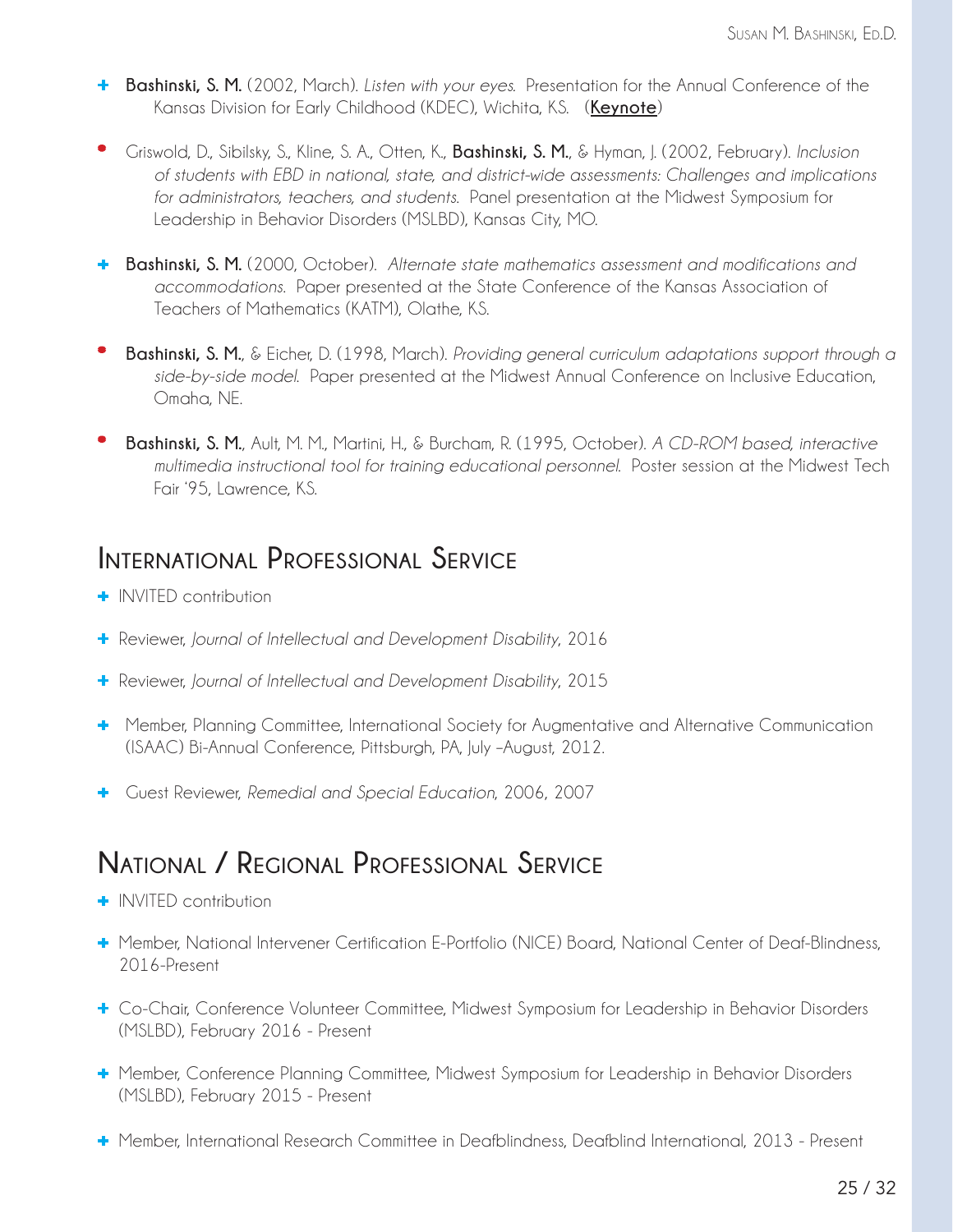- **Bashinski, S. M.** (2002, March). *Listen with your eyes.* Presentation for the Annual Conference of the Kansas Division for Early Childhood (KDEC), Wichita, KS. (**Keynote**)

- Griswold, D., Sibilsky, S., Kline, S. A., Otten, K., **Bashinski, S. M.**, & Hyman, J. (2002, February). *Inclusion of students with EBD in national, state, and district-wide assessments: Challenges and implications for administrators, teachers, and students.* Panel presentation at the Midwest Symposium for Leadership in Behavior Disorders (MSLBD), Kansas City, MO.

- **Bashinski, S. M.** (2000, October). *Alternate state mathematics assessment and modifications and accommodations.* Paper presented at the State Conference of the Kansas Association of Teachers of Mathematics (KATM), Olathe, KS.

- **Bashinski, S. M.**, & Eicher, D. (1998, March). *Providing general curriculum adaptations support through a side-by-side model.* Paper presented at the Midwest Annual Conference on Inclusive Education, Omaha, NE.

- **Bashinski, S. M.**, Ault, M. M., Martini, H., & Burcham, R. (1995, October). *A CD-ROM based, interactive multimedia instructional tool for training educational personnel.* Poster session at the Midwest Tech Fair '95, Lawrence, KS.

## International Professional Service

- INVITED contribution
- Reviewer, *Journal of Intellectual and Development Disability*, 2016
- Reviewer, *Journal of Intellectual and Development Disability*, 2015
- Member, Planning Committee, International Society for Augmentative and Alternative Communication (ISAAC) Bi-Annual Conference, Pittsburgh, PA, July –August, 2012.
- Guest Reviewer, *Remedial and Special Education,* 2006, 2007

## National / Regional Professional Service

- INVITED contribution
- Member, National Intervener Certification E-Portfolio (NICE) Board, National Center of Deaf-Blindness, 2016-Present
- Co-Chair, Conference Volunteer Committee, Midwest Symposium for Leadership in Behavior Disorders (MSLBD), February 2016 - Present
- Member, Conference Planning Committee, Midwest Symposium for Leadership in Behavior Disorders (MSLBD), February 2015 - Present
- Member, International Research Committee in Deafblindness, Deafblind International, 2013 - Present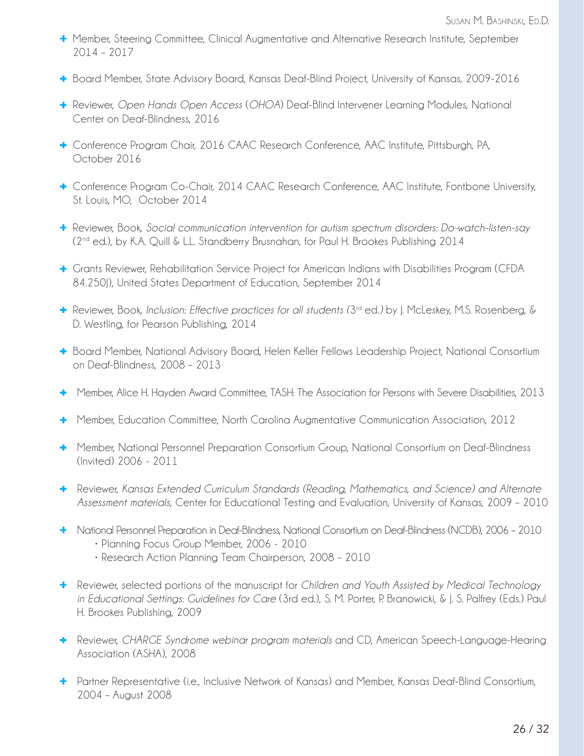- Member, Steering Committee, Clinical Augmentative and Alternative Research Institute, September 2014 – 2017

- Board Member, State Advisory Board, Kansas Deaf-Blind Project, University of Kansas, 2009-2016

- Reviewer, *Open Hands Open Access* (*OHOA*) Deaf-Blind Intervener Learning Modules, National Center on Deaf-Blindness, 2016

- Conference Program Chair, 2016 CAAC Research Conference, AAC Institute, Pittsburgh, PA, October 2016

- Conference Program Co-Chair, 2014 CAAC Research Conference, AAC Institute, Fontbone University, St. Louis, MO, October 2014

- Reviewer, Book, *Social communication intervention for autism spectrum disorders: Do-watch-listen-say* (2nd ed.), by K.A. Quill & L.L. Standberry Brusnahan, for Paul H. Brookes Publishing 2014

- Grants Reviewer, Rehabilitation Service Project for American Indians with Disabilities Program (CFDA 84.250J), United States Department of Education, September 2014

- Reviewer, Book, *Inclusion: Effective practices for all students (*3rd ed.*)* by J. McLeskey, M.S. Rosenberg, & D. Westling, for Pearson Publishing, 2014

- Board Member, National Advisory Board, Helen Keller Fellows Leadership Project, National Consortium on Deaf-Blindness, 2008 – 2013

- Member, Alice H. Hayden Award Committee, TASH: The Association for Persons with Severe Disabilities, 2013

- Member, Education Committee, North Carolina Augmentative Communication Association, 2012

- Member, National Personnel Preparation Consortium Group, National Consortium on Deaf-Blindness (Invited) 2006 - 2011

- Reviewer, *Kansas Extended Curriculum Standards (Reading, Mathematics, and Science) and Alternate Assessment materials*, Center for Educational Testing and Evaluation, University of Kansas, 2009 – 2010

- National Personnel Preparation in Deaf-Blindness, National Consortium on Deaf-Blindness (NCDB), 2006 – 2010
  - Planning Focus Group Member, 2006 - 2010
  - Research Action Planning Team Chairperson, 2008 – 2010

- Reviewer, selected portions of the manuscript for *Children and Youth Assisted by Medical Technology in Educational Settings: Guidelines for Care* (3rd ed.), S. M. Porter, P. Branowicki, & J. S. Palfrey (Eds.) Paul H. Brookes Publishing, 2009

- Reviewer, *CHARGE Syndrome webinar program materials* and CD, American Speech-Language-Hearing Association (ASHA), 2008

- Partner Representative (i.e., Inclusive Network of Kansas) and Member, Kansas Deaf-Blind Consortium, 2004 – August 2008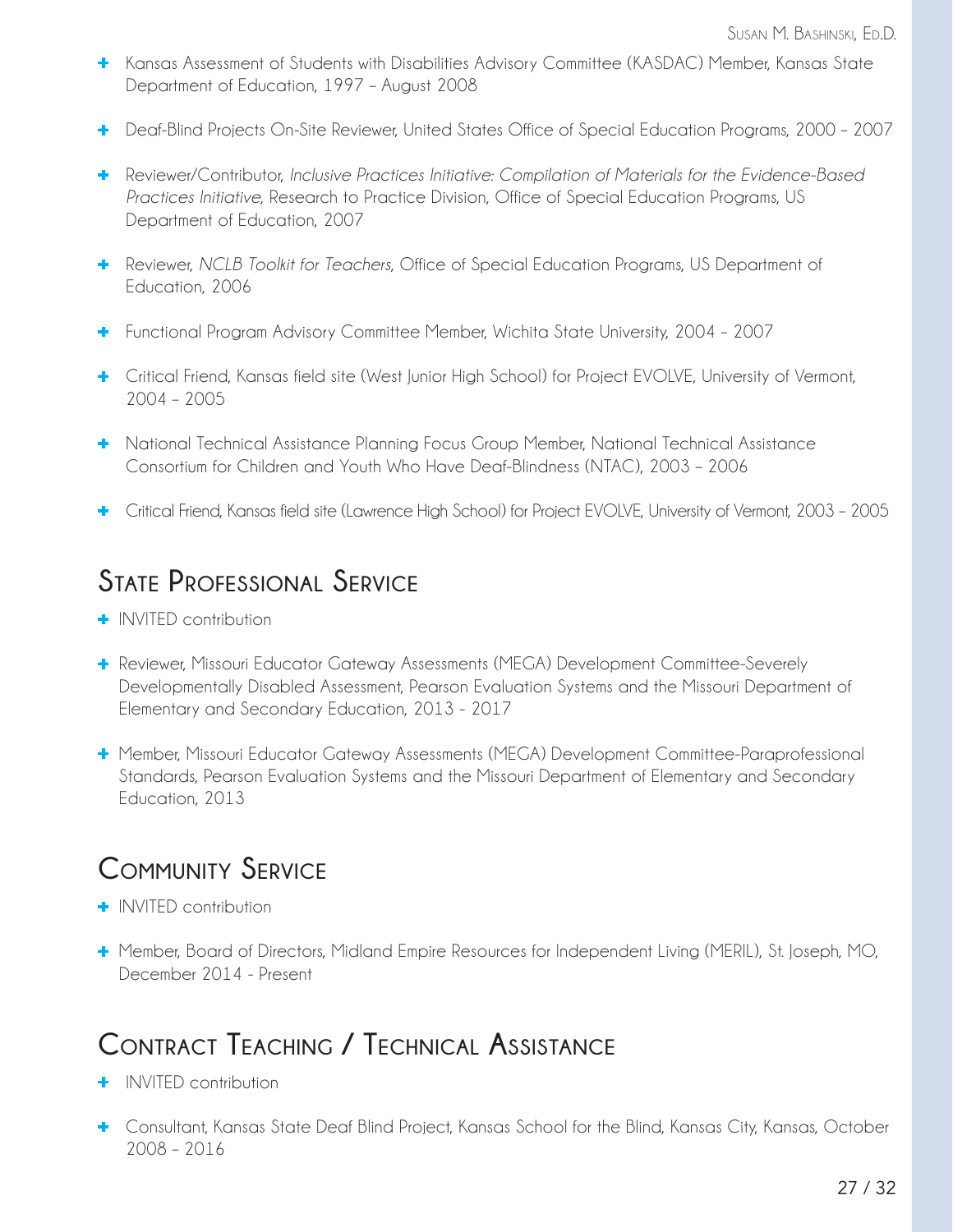- Kansas Assessment of Students with Disabilities Advisory Committee (KASDAC) Member, Kansas State Department of Education, 1997 – August 2008
- Deaf-Blind Projects On-Site Reviewer, United States Office of Special Education Programs, 2000 – 2007
- Reviewer/Contributor, *Inclusive Practices Initiative: Compilation of Materials for the Evidence-Based Practices Initiative*, Research to Practice Division, Office of Special Education Programs, US Department of Education, 2007
- Reviewer, *NCLB Toolkit for Teachers*, Office of Special Education Programs, US Department of Education, 2006
- Functional Program Advisory Committee Member, Wichita State University, 2004 – 2007
- Critical Friend, Kansas field site (West Junior High School) for Project EVOLVE, University of Vermont, 2004 – 2005
- National Technical Assistance Planning Focus Group Member, National Technical Assistance Consortium for Children and Youth Who Have Deaf-Blindness (NTAC), 2003 – 2006
- Critical Friend, Kansas field site (Lawrence High School) for Project EVOLVE, University of Vermont, 2003 – 2005

## State Professional Service

- INVITED contribution
- Reviewer, Missouri Educator Gateway Assessments (MEGA) Development Committee-Severely Developmentally Disabled Assessment, Pearson Evaluation Systems and the Missouri Department of Elementary and Secondary Education, 2013 - 2017
- Member, Missouri Educator Gateway Assessments (MEGA) Development Committee-Paraprofessional Standards, Pearson Evaluation Systems and the Missouri Department of Elementary and Secondary Education, 2013

## Community Service

- INVITED contribution
- Member, Board of Directors, Midland Empire Resources for Independent Living (MERIL), St. Joseph, MO, December 2014 - Present

## Contract Teaching / Technical Assistance

- INVITED contribution
- Consultant, Kansas State Deaf Blind Project, Kansas School for the Blind, Kansas City, Kansas, October 2008 – 2016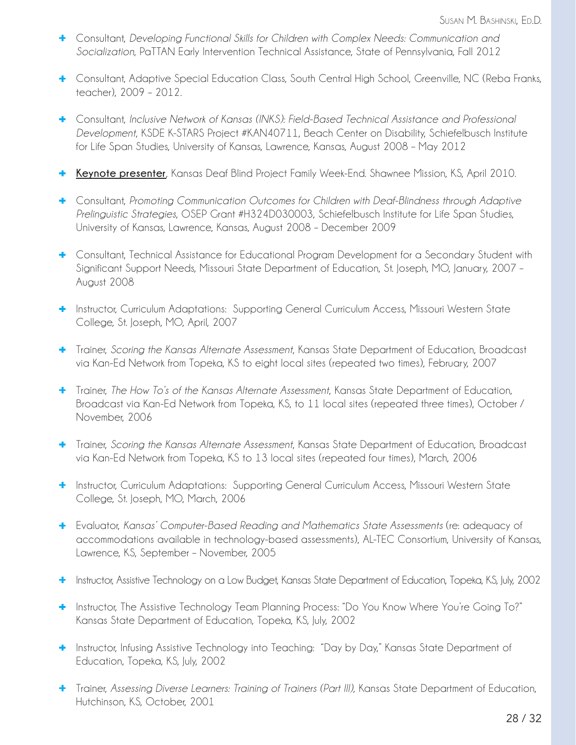- Consultant, *Developing Functional Skills for Children with Complex Needs: Communication and Socialization*, PaTTAN Early Intervention Technical Assistance, State of Pennsylvania, Fall 2012
- Consultant, Adaptive Special Education Class, South Central High School, Greenville, NC (Reba Franks, teacher), 2009 – 2012.
- Consultant, *Inclusive Network of Kansas (INKS): Field-Based Technical Assistance and Professional Development*, KSDE K-STARS Project #KAN40711, Beach Center on Disability, Schiefelbusch Institute for Life Span Studies, University of Kansas, Lawrence, Kansas, August 2008 – May 2012
- **Keynote presenter**, Kansas Deaf Blind Project Family Week-End. Shawnee Mission, KS, April 2010.
- Consultant, *Promoting Communication Outcomes for Children with Deaf-Blindness through Adaptive Prelinguistic Strategies*, OSEP Grant #H324D030003, Schiefelbusch Institute for Life Span Studies, University of Kansas, Lawrence, Kansas, August 2008 – December 2009
- Consultant, Technical Assistance for Educational Program Development for a Secondary Student with Significant Support Needs, Missouri State Department of Education, St. Joseph, MO, January, 2007 – August 2008
- Instructor, Curriculum Adaptations: Supporting General Curriculum Access, Missouri Western State College, St. Joseph, MO, April, 2007
- Trainer, *Scoring the Kansas Alternate Assessment*, Kansas State Department of Education, Broadcast via Kan-Ed Network from Topeka, KS to eight local sites (repeated two times), February, 2007
- Trainer, *The How To's of the Kansas Alternate Assessment*, Kansas State Department of Education, Broadcast via Kan-Ed Network from Topeka, KS, to 11 local sites (repeated three times), October / November, 2006
- Trainer, *Scoring the Kansas Alternate Assessment*, Kansas State Department of Education, Broadcast via Kan-Ed Network from Topeka, KS to 13 local sites (repeated four times), March, 2006
- Instructor, Curriculum Adaptations: Supporting General Curriculum Access, Missouri Western State College, St. Joseph, MO, March, 2006
- Evaluator, *Kansas' Computer-Based Reading and Mathematics State Assessments* (re: adequacy of accommodations available in technology-based assessments), AL-TEC Consortium, University of Kansas, Lawrence, KS, September – November, 2005
- Instructor, Assistive Technology on a Low Budget, Kansas State Department of Education, Topeka, KS, July, 2002
- Instructor, The Assistive Technology Team Planning Process: "Do You Know Where You're Going To?" Kansas State Department of Education, Topeka, KS, July, 2002
- Instructor, Infusing Assistive Technology into Teaching: "Day by Day," Kansas State Department of Education, Topeka, KS, July, 2002
- Trainer, *Assessing Diverse Learners: Training of Trainers (Part III),* Kansas State Department of Education, Hutchinson, KS, October, 2001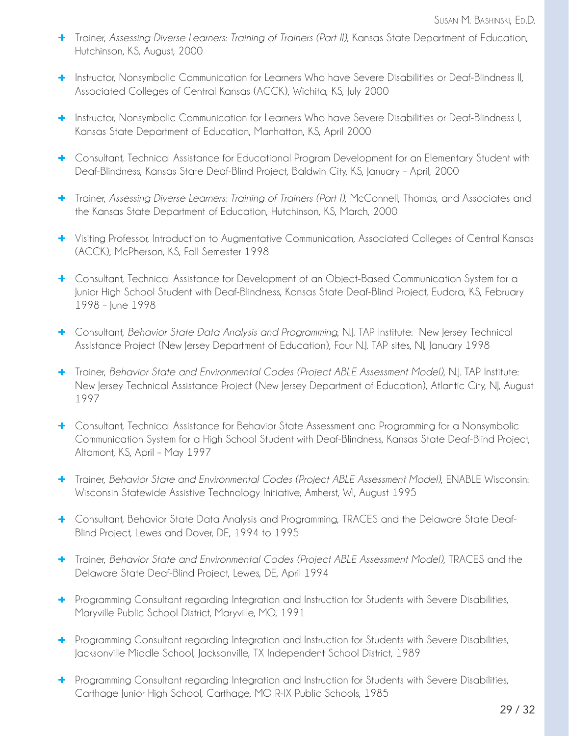- Trainer, *Assessing Diverse Learners: Training of Trainers (Part II)*, Kansas State Department of Education, Hutchinson, KS, August, 2000

- Instructor, Nonsymbolic Communication for Learners Who have Severe Disabilities or Deaf-Blindness II, Associated Colleges of Central Kansas (ACCK), Wichita, KS, July 2000

- Instructor, Nonsymbolic Communication for Learners Who have Severe Disabilities or Deaf-Blindness I, Kansas State Department of Education, Manhattan, KS, April 2000

- Consultant, Technical Assistance for Educational Program Development for an Elementary Student with Deaf-Blindness, Kansas State Deaf-Blind Project, Baldwin City, KS, January – April, 2000

- Trainer, *Assessing Diverse Learners: Training of Trainers (Part I)*, McConnell, Thomas, and Associates and the Kansas State Department of Education, Hutchinson, KS, March, 2000

- Visiting Professor, Introduction to Augmentative Communication, Associated Colleges of Central Kansas (ACCK), McPherson, KS, Fall Semester 1998

- Consultant, Technical Assistance for Development of an Object-Based Communication System for a Junior High School Student with Deaf-Blindness, Kansas State Deaf-Blind Project, Eudora, KS, February 1998 – June 1998

- Consultant, *Behavior State Data Analysis and Programming*, N.J. TAP Institute: New Jersey Technical Assistance Project (New Jersey Department of Education), Four N.J. TAP sites, NJ, January 1998

- Trainer, *Behavior State and Environmental Codes (Project ABLE Assessment Model)*, N.J. TAP Institute: New Jersey Technical Assistance Project (New Jersey Department of Education), Atlantic City, NJ, August 1997

- Consultant, Technical Assistance for Behavior State Assessment and Programming for a Nonsymbolic Communication System for a High School Student with Deaf-Blindness, Kansas State Deaf-Blind Project, Altamont, KS, April – May 1997

- Trainer, *Behavior State and Environmental Codes (Project ABLE Assessment Model)*, ENABLE Wisconsin: Wisconsin Statewide Assistive Technology Initiative, Amherst, WI, August 1995

- Consultant, Behavior State Data Analysis and Programming, TRACES and the Delaware State Deaf-Blind Project, Lewes and Dover, DE, 1994 to 1995

- Trainer, *Behavior State and Environmental Codes (Project ABLE Assessment Model)*, TRACES and the Delaware State Deaf-Blind Project, Lewes, DE, April 1994

- Programming Consultant regarding Integration and Instruction for Students with Severe Disabilities, Maryville Public School District, Maryville, MO, 1991

- Programming Consultant regarding Integration and Instruction for Students with Severe Disabilities, Jacksonville Middle School, Jacksonville, TX Independent School District, 1989

- Programming Consultant regarding Integration and Instruction for Students with Severe Disabilities, Carthage Junior High School, Carthage, MO R-IX Public Schools, 1985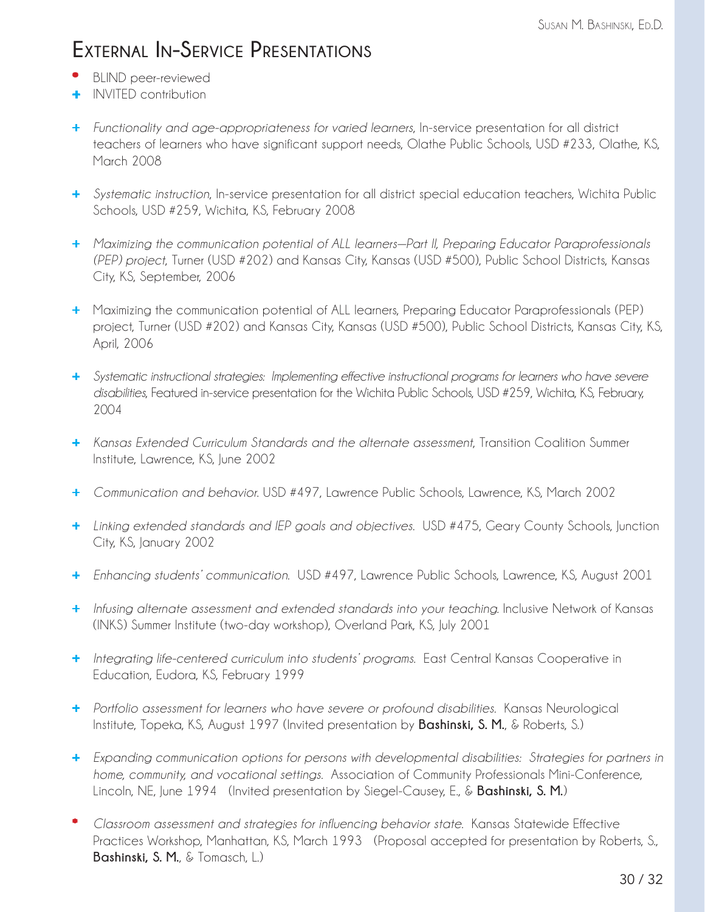# External In-Service Presentations

- • BLIND peer-reviewed
- + INVITED contribution

+ *Functionality and age-appropriateness for varied learners*, In-service presentation for all district teachers of learners who have significant support needs, Olathe Public Schools, USD #233, Olathe, KS, March 2008

+ *Systematic instruction*, In-service presentation for all district special education teachers, Wichita Public Schools, USD #259, Wichita, KS, February 2008

+ *Maximizing the communication potential of ALL learners—Part II, Preparing Educator Paraprofessionals (PEP) project*, Turner (USD #202) and Kansas City, Kansas (USD #500), Public School Districts, Kansas City, KS, September, 2006

+ Maximizing the communication potential of ALL learners, Preparing Educator Paraprofessionals (PEP) project, Turner (USD #202) and Kansas City, Kansas (USD #500), Public School Districts, Kansas City, KS, April, 2006

+ *Systematic instructional strategies: Implementing effective instructional programs for learners who have severe disabilities*, Featured in-service presentation for the Wichita Public Schools, USD #259, Wichita, KS, February, 2004

+ *Kansas Extended Curriculum Standards and the alternate assessment*, Transition Coalition Summer Institute, Lawrence, KS, June 2002

+ *Communication and behavior.* USD #497, Lawrence Public Schools, Lawrence, KS, March 2002

+ *Linking extended standards and IEP goals and objectives.* USD #475, Geary County Schools, Junction City, KS, January 2002

+ *Enhancing students' communication.* USD #497, Lawrence Public Schools, Lawrence, KS, August 2001

+ *Infusing alternate assessment and extended standards into your teaching.* Inclusive Network of Kansas (INKS) Summer Institute (two-day workshop), Overland Park, KS, July 2001

+ *Integrating life-centered curriculum into students' programs.* East Central Kansas Cooperative in Education, Eudora, KS, February 1999

+ *Portfolio assessment for learners who have severe or profound disabilities.* Kansas Neurological Institute, Topeka, KS, August 1997 (Invited presentation by **Bashinski, S. M.**, & Roberts, S.)

+ *Expanding communication options for persons with developmental disabilities: Strategies for partners in home, community, and vocational settings.* Association of Community Professionals Mini-Conference, Lincoln, NE, June 1994 (Invited presentation by Siegel-Causey, E., & **Bashinski, S. M.**)

• *Classroom assessment and strategies for influencing behavior state.* Kansas Statewide Effective Practices Workshop, Manhattan, KS, March 1993 (Proposal accepted for presentation by Roberts, S., **Bashinski, S. M.**, & Tomasch, L.)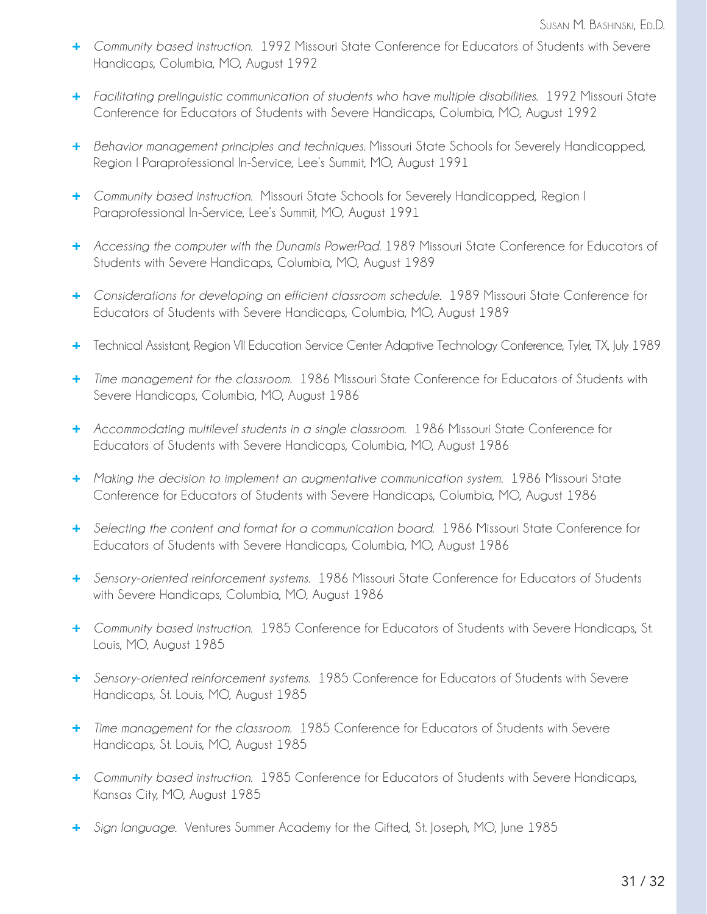- *Community based instruction.* 1992 Missouri State Conference for Educators of Students with Severe Handicaps, Columbia, MO, August 1992
- *Facilitating prelinguistic communication of students who have multiple disabilities.* 1992 Missouri State Conference for Educators of Students with Severe Handicaps, Columbia, MO, August 1992
- *Behavior management principles and techniques.* Missouri State Schools for Severely Handicapped, Region I Paraprofessional In-Service, Lee's Summit, MO, August 1991
- *Community based instruction.* Missouri State Schools for Severely Handicapped, Region I Paraprofessional In-Service, Lee's Summit, MO, August 1991
- *Accessing the computer with the Dunamis PowerPad.* 1989 Missouri State Conference for Educators of Students with Severe Handicaps, Columbia, MO, August 1989
- *Considerations for developing an efficient classroom schedule.* 1989 Missouri State Conference for Educators of Students with Severe Handicaps, Columbia, MO, August 1989
- Technical Assistant, Region VII Education Service Center Adaptive Technology Conference, Tyler, TX, July 1989
- *Time management for the classroom.* 1986 Missouri State Conference for Educators of Students with Severe Handicaps, Columbia, MO, August 1986
- *Accommodating multilevel students in a single classroom.* 1986 Missouri State Conference for Educators of Students with Severe Handicaps, Columbia, MO, August 1986
- *Making the decision to implement an augmentative communication system.* 1986 Missouri State Conference for Educators of Students with Severe Handicaps, Columbia, MO, August 1986
- *Selecting the content and format for a communication board.* 1986 Missouri State Conference for Educators of Students with Severe Handicaps, Columbia, MO, August 1986
- *Sensory-oriented reinforcement systems.* 1986 Missouri State Conference for Educators of Students with Severe Handicaps, Columbia, MO, August 1986
- *Community based instruction.* 1985 Conference for Educators of Students with Severe Handicaps, St. Louis, MO, August 1985
- *Sensory-oriented reinforcement systems.* 1985 Conference for Educators of Students with Severe Handicaps, St. Louis, MO, August 1985
- *Time management for the classroom.* 1985 Conference for Educators of Students with Severe Handicaps, St. Louis, MO, August 1985
- *Community based instruction.* 1985 Conference for Educators of Students with Severe Handicaps, Kansas City, MO, August 1985
- *Sign language.* Ventures Summer Academy for the Gifted, St. Joseph, MO, June 1985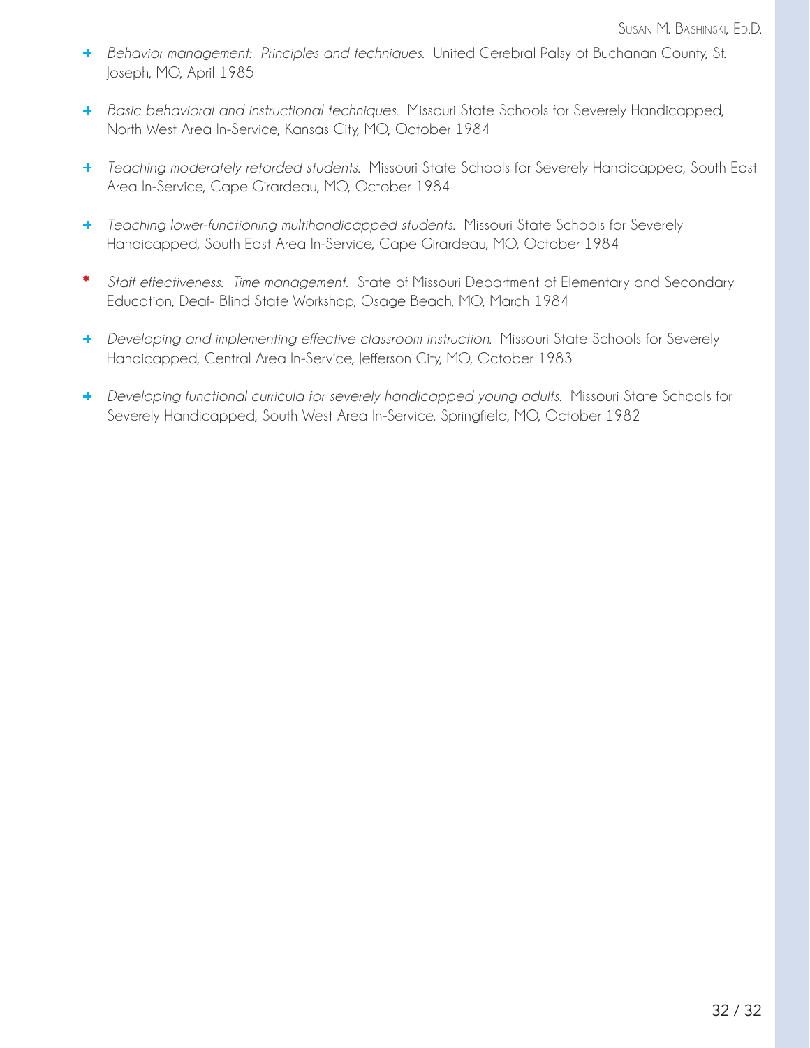- *Behavior management: Principles and techniques.* United Cerebral Palsy of Buchanan County, St. Joseph, MO, April 1985

- *Basic behavioral and instructional techniques.* Missouri State Schools for Severely Handicapped, North West Area In-Service, Kansas City, MO, October 1984

- *Teaching moderately retarded students.* Missouri State Schools for Severely Handicapped, South East Area In-Service, Cape Girardeau, MO, October 1984

- *Teaching lower-functioning multihandicapped students.* Missouri State Schools for Severely Handicapped, South East Area In-Service, Cape Girardeau, MO, October 1984

- *Staff effectiveness: Time management.* State of Missouri Department of Elementary and Secondary Education, Deaf- Blind State Workshop, Osage Beach, MO, March 1984

- *Developing and implementing effective classroom instruction.* Missouri State Schools for Severely Handicapped, Central Area In-Service, Jefferson City, MO, October 1983

- *Developing functional curricula for severely handicapped young adults.* Missouri State Schools for Severely Handicapped, South West Area In-Service, Springfield, MO, October 1982